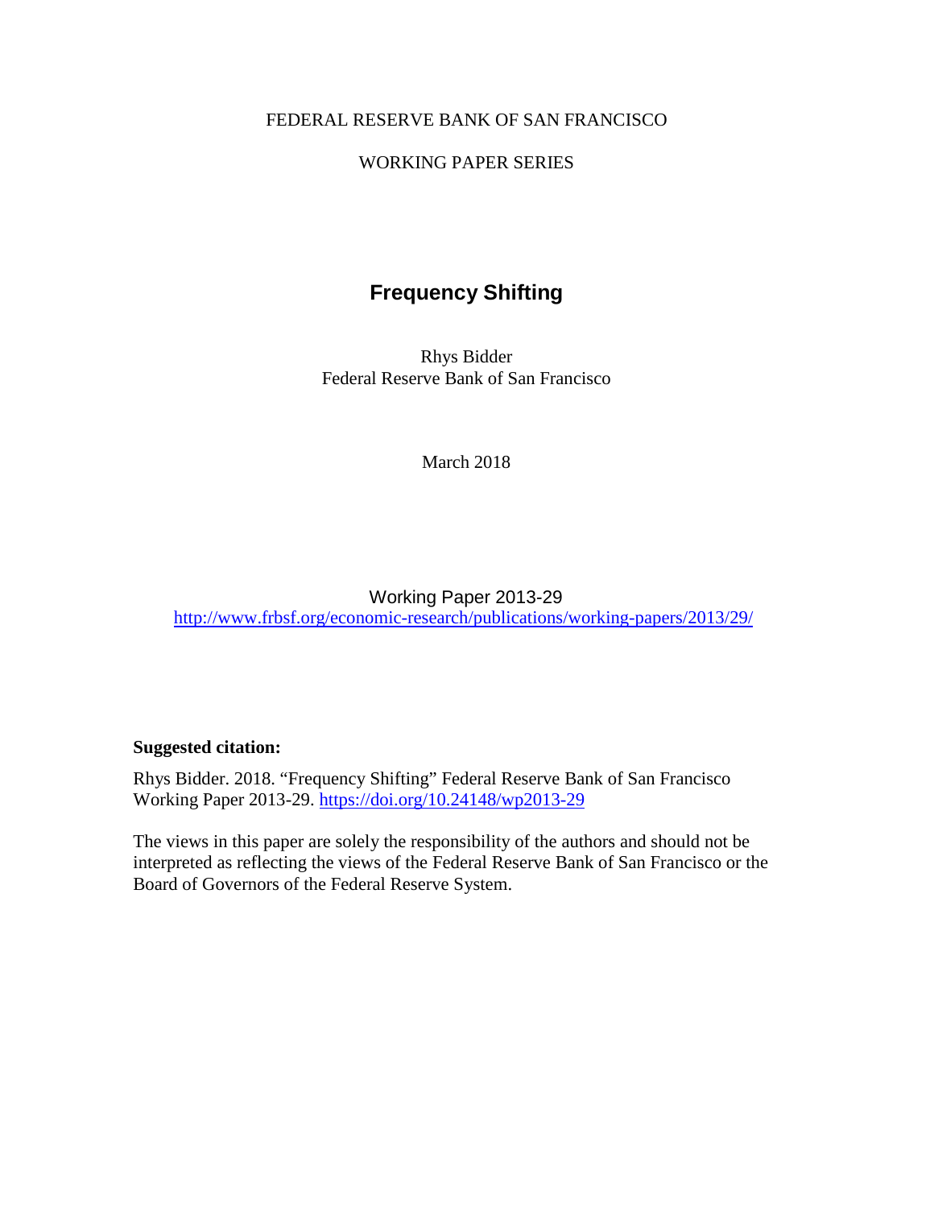FEDERAL RESERVE BANK OF SAN FRANCISCO

WORKING PAPER SERIES

# Frequency Shifting

Rhys Bidder
Federal Reserve Bank of San Francisco

March 2018

Working Paper 2013-29
http://www.frbsf.org/economic-research/publications/working-papers/2013/29/

**Suggested citation:**

Rhys Bidder. 2018. "Frequency Shifting" Federal Reserve Bank of San Francisco Working Paper 2013-29. https://doi.org/10.24148/wp2013-29

The views in this paper are solely the responsibility of the authors and should not be interpreted as reflecting the views of the Federal Reserve Bank of San Francisco or the Board of Governors of the Federal Reserve System.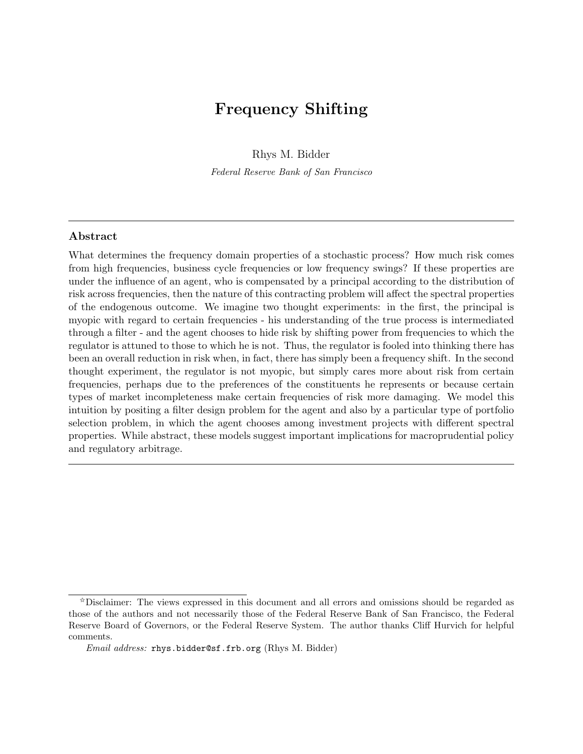# Frequency Shifting

Rhys M. Bidder

*Federal Reserve Bank of San Francisco*

---

### Abstract

What determines the frequency domain properties of a stochastic process? How much risk comes from high frequencies, business cycle frequencies or low frequency swings? If these properties are under the influence of an agent, who is compensated by a principal according to the distribution of risk across frequencies, then the nature of this contracting problem will affect the spectral properties of the endogenous outcome. We imagine two thought experiments: in the first, the principal is myopic with regard to certain frequencies - his understanding of the true process is intermediated through a filter - and the agent chooses to hide risk by shifting power from frequencies to which the regulator is attuned to those to which he is not. Thus, the regulator is fooled into thinking there has been an overall reduction in risk when, in fact, there has simply been a frequency shift. In the second thought experiment, the regulator is not myopic, but simply cares more about risk from certain frequencies, perhaps due to the preferences of the constituents he represents or because certain types of market incompleteness make certain frequencies of risk more damaging. We model this intuition by positing a filter design problem for the agent and also by a particular type of portfolio selection problem, in which the agent chooses among investment projects with different spectral properties. While abstract, these models suggest important implications for macroprudential policy and regulatory arbitrage.

---

☆Disclaimer: The views expressed in this document and all errors and omissions should be regarded as those of the authors and not necessarily those of the Federal Reserve Bank of San Francisco, the Federal Reserve Board of Governors, or the Federal Reserve System. The author thanks Cliff Hurvich for helpful comments.

*Email address:* `rhys.bidder@sf.frb.org` (Rhys M. Bidder)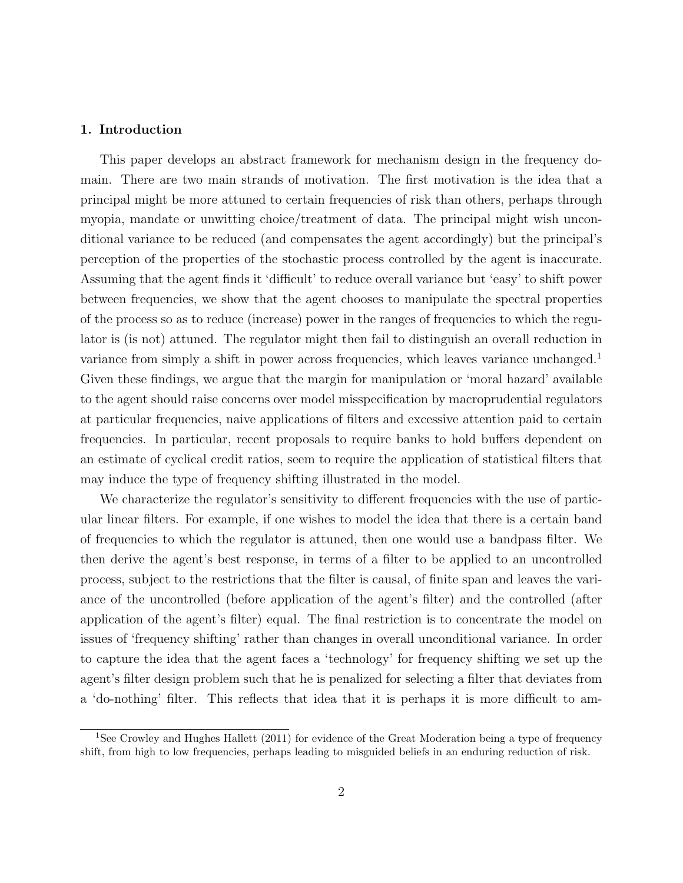## 1. Introduction

This paper develops an abstract framework for mechanism design in the frequency domain. There are two main strands of motivation. The first motivation is the idea that a principal might be more attuned to certain frequencies of risk than others, perhaps through myopia, mandate or unwitting choice/treatment of data. The principal might wish unconditional variance to be reduced (and compensates the agent accordingly) but the principal's perception of the properties of the stochastic process controlled by the agent is inaccurate. Assuming that the agent finds it 'difficult' to reduce overall variance but 'easy' to shift power between frequencies, we show that the agent chooses to manipulate the spectral properties of the process so as to reduce (increase) power in the ranges of frequencies to which the regulator is (is not) attuned. The regulator might then fail to distinguish an overall reduction in variance from simply a shift in power across frequencies, which leaves variance unchanged.[1] Given these findings, we argue that the margin for manipulation or 'moral hazard' available to the agent should raise concerns over model misspecification by macroprudential regulators at particular frequencies, naive applications of filters and excessive attention paid to certain frequencies. In particular, recent proposals to require banks to hold buffers dependent on an estimate of cyclical credit ratios, seem to require the application of statistical filters that may induce the type of frequency shifting illustrated in the model.

We characterize the regulator's sensitivity to different frequencies with the use of particular linear filters. For example, if one wishes to model the idea that there is a certain band of frequencies to which the regulator is attuned, then one would use a bandpass filter. We then derive the agent's best response, in terms of a filter to be applied to an uncontrolled process, subject to the restrictions that the filter is causal, of finite span and leaves the variance of the uncontrolled (before application of the agent's filter) and the controlled (after application of the agent's filter) equal. The final restriction is to concentrate the model on issues of 'frequency shifting' rather than changes in overall unconditional variance. In order to capture the idea that the agent faces a 'technology' for frequency shifting we set up the agent's filter design problem such that he is penalized for selecting a filter that deviates from a 'do-nothing' filter. This reflects that idea that it is perhaps it is more difficult to am-

[1] See Crowley and Hughes Hallett (2011) for evidence of the Great Moderation being a type of frequency shift, from high to low frequencies, perhaps leading to misguided beliefs in an enduring reduction of risk.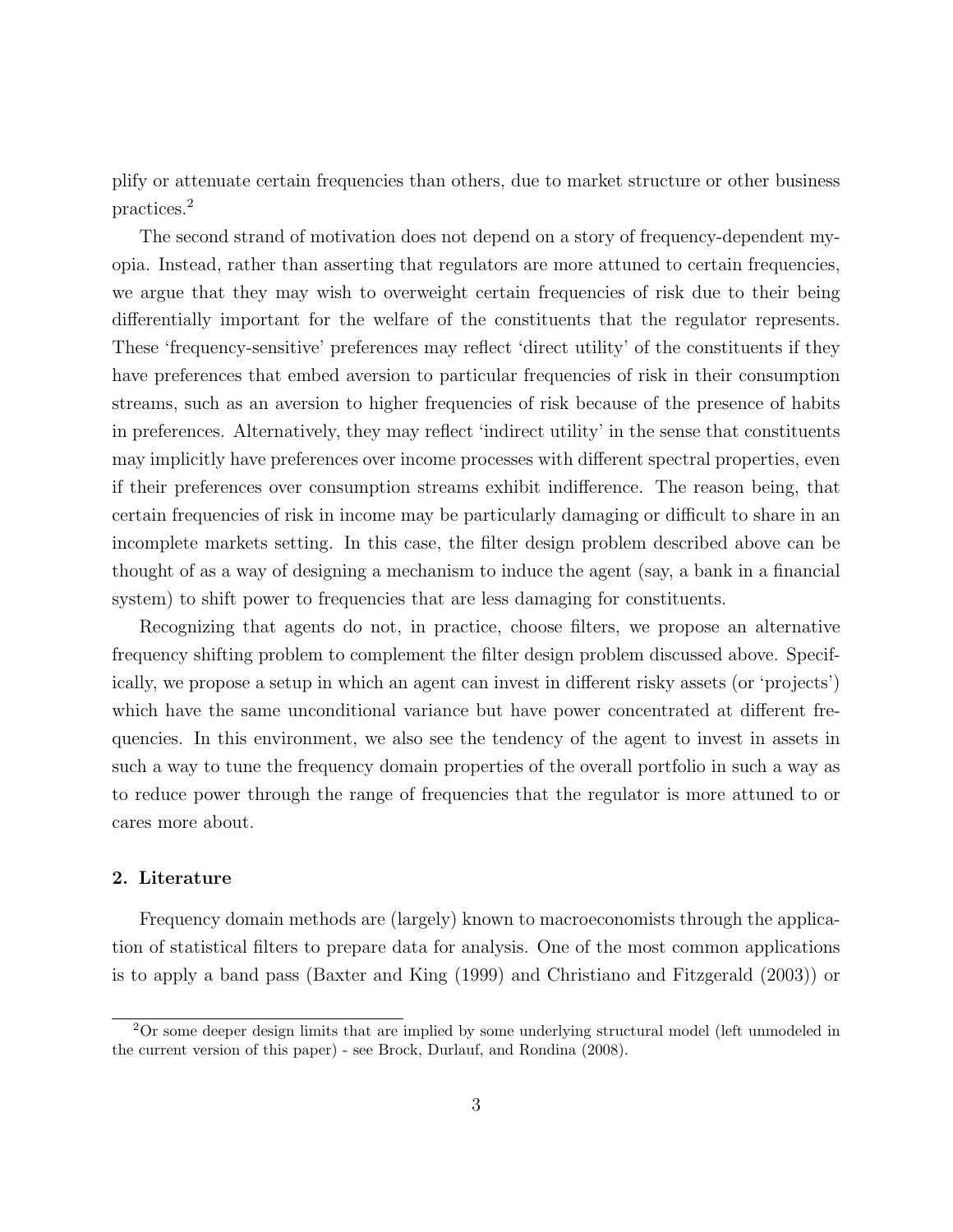plify or attenuate certain frequencies than others, due to market structure or other business practices.[2]

The second strand of motivation does not depend on a story of frequency-dependent myopia. Instead, rather than asserting that regulators are more attuned to certain frequencies, we argue that they may wish to overweight certain frequencies of risk due to their being differentially important for the welfare of the constituents that the regulator represents. These 'frequency-sensitive' preferences may reflect 'direct utility' of the constituents if they have preferences that embed aversion to particular frequencies of risk in their consumption streams, such as an aversion to higher frequencies of risk because of the presence of habits in preferences. Alternatively, they may reflect 'indirect utility' in the sense that constituents may implicitly have preferences over income processes with different spectral properties, even if their preferences over consumption streams exhibit indifference. The reason being, that certain frequencies of risk in income may be particularly damaging or difficult to share in an incomplete markets setting. In this case, the filter design problem described above can be thought of as a way of designing a mechanism to induce the agent (say, a bank in a financial system) to shift power to frequencies that are less damaging for constituents.

Recognizing that agents do not, in practice, choose filters, we propose an alternative frequency shifting problem to complement the filter design problem discussed above. Specifically, we propose a setup in which an agent can invest in different risky assets (or 'projects') which have the same unconditional variance but have power concentrated at different frequencies. In this environment, we also see the tendency of the agent to invest in assets in such a way to tune the frequency domain properties of the overall portfolio in such a way as to reduce power through the range of frequencies that the regulator is more attuned to or cares more about.

## 2. Literature

Frequency domain methods are (largely) known to macroeconomists through the application of statistical filters to prepare data for analysis. One of the most common applications is to apply a band pass (Baxter and King (1999) and Christiano and Fitzgerald (2003)) or

[2] Or some deeper design limits that are implied by some underlying structural model (left unmodeled in the current version of this paper) - see Brock, Durlauf, and Rondina (2008).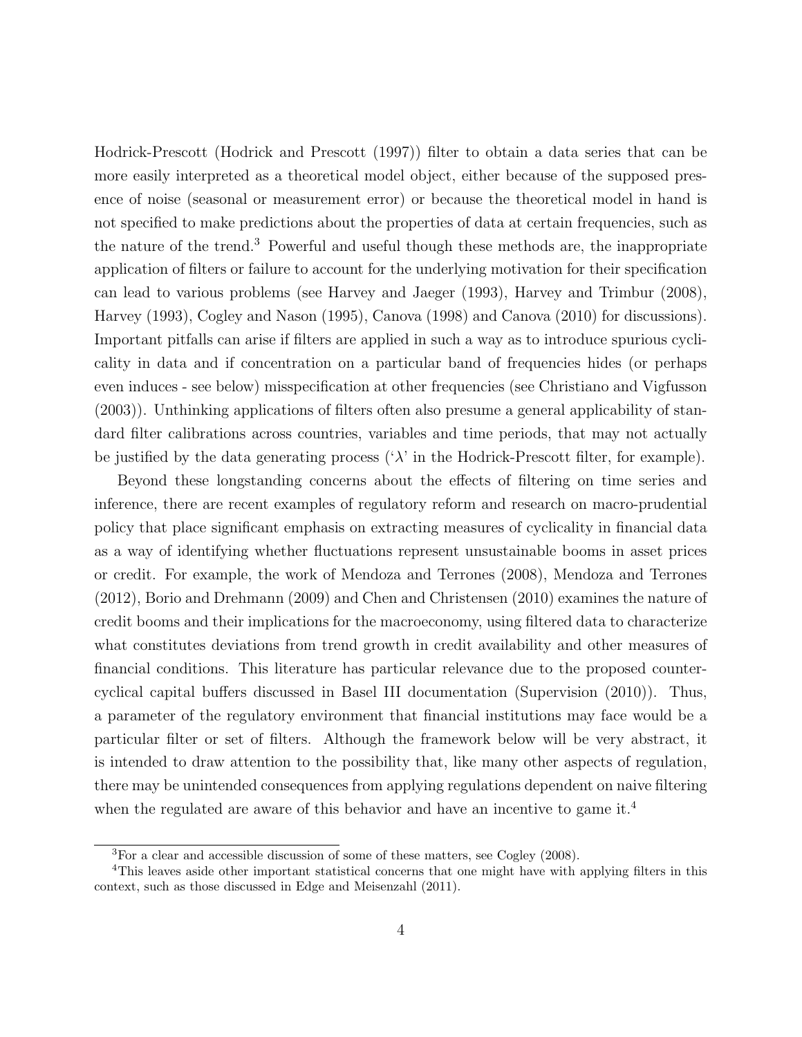Hodrick-Prescott (Hodrick and Prescott (1997)) filter to obtain a data series that can be more easily interpreted as a theoretical model object, either because of the supposed presence of noise (seasonal or measurement error) or because the theoretical model in hand is not specified to make predictions about the properties of data at certain frequencies, such as the nature of the trend.[3] Powerful and useful though these methods are, the inappropriate application of filters or failure to account for the underlying motivation for their specification can lead to various problems (see Harvey and Jaeger (1993), Harvey and Trimbur (2008), Harvey (1993), Cogley and Nason (1995), Canova (1998) and Canova (2010) for discussions). Important pitfalls can arise if filters are applied in such a way as to introduce spurious cyclicality in data and if concentration on a particular band of frequencies hides (or perhaps even induces - see below) misspecification at other frequencies (see Christiano and Vigfusson (2003)). Unthinking applications of filters often also presume a general applicability of standard filter calibrations across countries, variables and time periods, that may not actually be justified by the data generating process ('$\lambda$' in the Hodrick-Prescott filter, for example).

Beyond these longstanding concerns about the effects of filtering on time series and inference, there are recent examples of regulatory reform and research on macro-prudential policy that place significant emphasis on extracting measures of cyclicality in financial data as a way of identifying whether fluctuations represent unsustainable booms in asset prices or credit. For example, the work of Mendoza and Terrones (2008), Mendoza and Terrones (2012), Borio and Drehmann (2009) and Chen and Christensen (2010) examines the nature of credit booms and their implications for the macroeconomy, using filtered data to characterize what constitutes deviations from trend growth in credit availability and other measures of financial conditions. This literature has particular relevance due to the proposed countercyclical capital buffers discussed in Basel III documentation (Supervision (2010)). Thus, a parameter of the regulatory environment that financial institutions may face would be a particular filter or set of filters. Although the framework below will be very abstract, it is intended to draw attention to the possibility that, like many other aspects of regulation, there may be unintended consequences from applying regulations dependent on naive filtering when the regulated are aware of this behavior and have an incentive to game it.[4]

[3]For a clear and accessible discussion of some of these matters, see Cogley (2008).

[4]This leaves aside other important statistical concerns that one might have with applying filters in this context, such as those discussed in Edge and Meisenzahl (2011).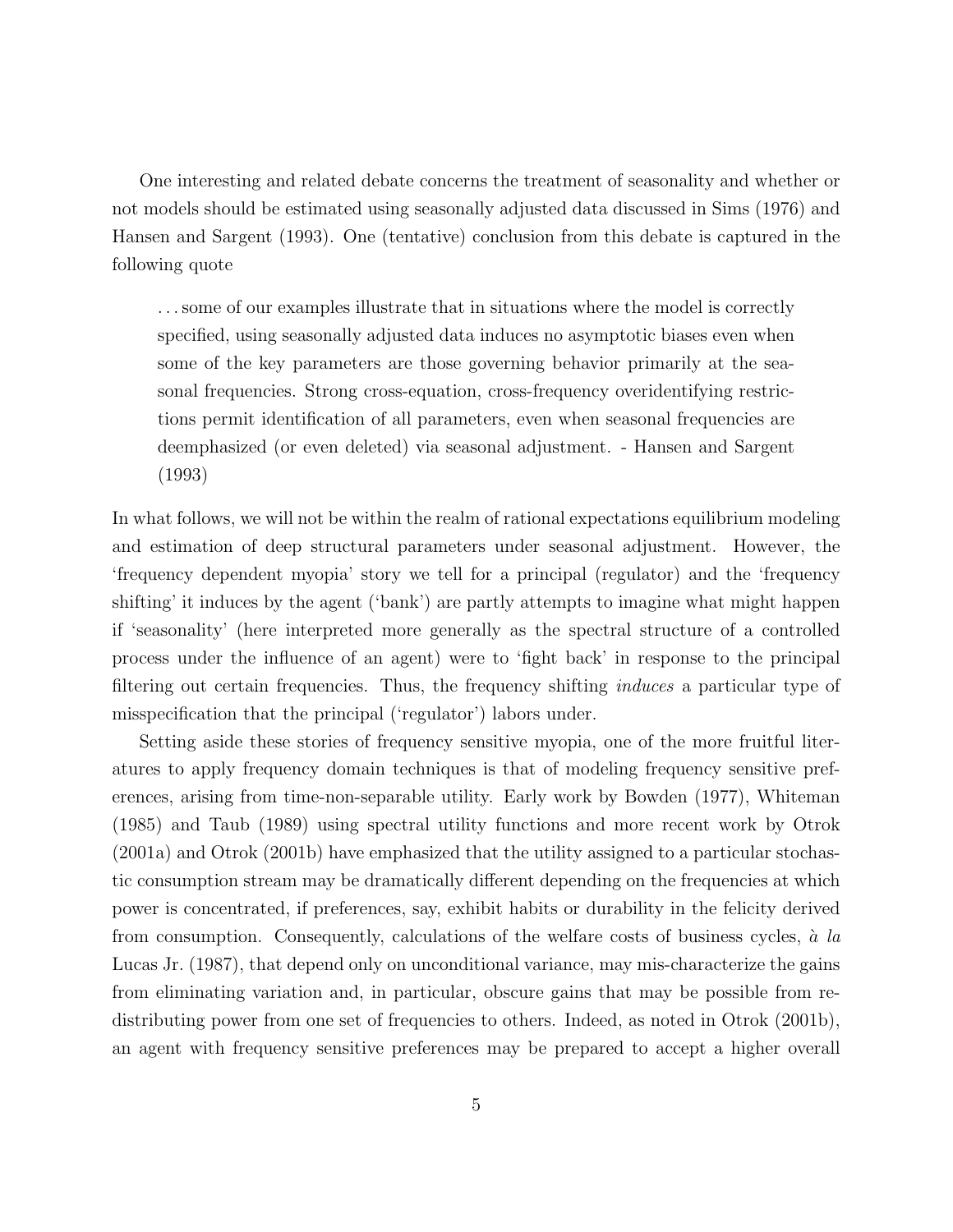One interesting and related debate concerns the treatment of seasonality and whether or not models should be estimated using seasonally adjusted data discussed in Sims (1976) and Hansen and Sargent (1993). One (tentative) conclusion from this debate is captured in the following quote

> ...some of our examples illustrate that in situations where the model is correctly specified, using seasonally adjusted data induces no asymptotic biases even when some of the key parameters are those governing behavior primarily at the seasonal frequencies. Strong cross-equation, cross-frequency overidentifying restrictions permit identification of all parameters, even when seasonal frequencies are deemphasized (or even deleted) via seasonal adjustment. - Hansen and Sargent (1993)

In what follows, we will not be within the realm of rational expectations equilibrium modeling and estimation of deep structural parameters under seasonal adjustment. However, the 'frequency dependent myopia' story we tell for a principal (regulator) and the 'frequency shifting' it induces by the agent ('bank') are partly attempts to imagine what might happen if 'seasonality' (here interpreted more generally as the spectral structure of a controlled process under the influence of an agent) were to 'fight back' in response to the principal filtering out certain frequencies. Thus, the frequency shifting *induces* a particular type of misspecification that the principal ('regulator') labors under.

Setting aside these stories of frequency sensitive myopia, one of the more fruitful literatures to apply frequency domain techniques is that of modeling frequency sensitive preferences, arising from time-non-separable utility. Early work by Bowden (1977), Whiteman (1985) and Taub (1989) using spectral utility functions and more recent work by Otrok (2001a) and Otrok (2001b) have emphasized that the utility assigned to a particular stochastic consumption stream may be dramatically different depending on the frequencies at which power is concentrated, if preferences, say, exhibit habits or durability in the felicity derived from consumption. Consequently, calculations of the welfare costs of business cycles, *à la* Lucas Jr. (1987), that depend only on unconditional variance, may mis-characterize the gains from eliminating variation and, in particular, obscure gains that may be possible from redistributing power from one set of frequencies to others. Indeed, as noted in Otrok (2001b), an agent with frequency sensitive preferences may be prepared to accept a higher overall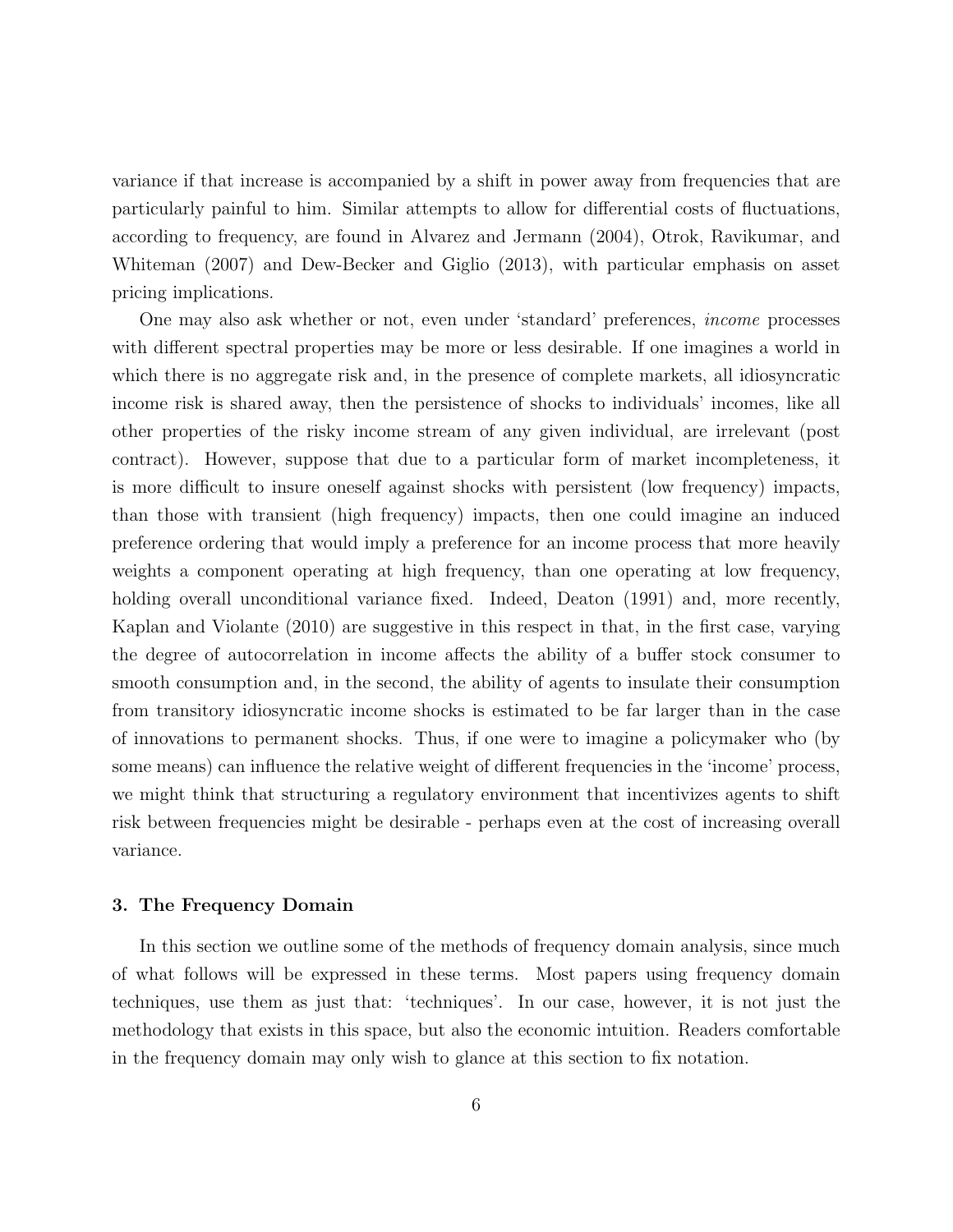variance if that increase is accompanied by a shift in power away from frequencies that are particularly painful to him. Similar attempts to allow for differential costs of fluctuations, according to frequency, are found in Alvarez and Jermann (2004), Otrok, Ravikumar, and Whiteman (2007) and Dew-Becker and Giglio (2013), with particular emphasis on asset pricing implications.

One may also ask whether or not, even under 'standard' preferences, *income* processes with different spectral properties may be more or less desirable. If one imagines a world in which there is no aggregate risk and, in the presence of complete markets, all idiosyncratic income risk is shared away, then the persistence of shocks to individuals' incomes, like all other properties of the risky income stream of any given individual, are irrelevant (post contract). However, suppose that due to a particular form of market incompleteness, it is more difficult to insure oneself against shocks with persistent (low frequency) impacts, than those with transient (high frequency) impacts, then one could imagine an induced preference ordering that would imply a preference for an income process that more heavily weights a component operating at high frequency, than one operating at low frequency, holding overall unconditional variance fixed. Indeed, Deaton (1991) and, more recently, Kaplan and Violante (2010) are suggestive in this respect in that, in the first case, varying the degree of autocorrelation in income affects the ability of a buffer stock consumer to smooth consumption and, in the second, the ability of agents to insulate their consumption from transitory idiosyncratic income shocks is estimated to be far larger than in the case of innovations to permanent shocks. Thus, if one were to imagine a policymaker who (by some means) can influence the relative weight of different frequencies in the 'income' process, we might think that structuring a regulatory environment that incentivizes agents to shift risk between frequencies might be desirable - perhaps even at the cost of increasing overall variance.

### 3. The Frequency Domain

In this section we outline some of the methods of frequency domain analysis, since much of what follows will be expressed in these terms. Most papers using frequency domain techniques, use them as just that: 'techniques'. In our case, however, it is not just the methodology that exists in this space, but also the economic intuition. Readers comfortable in the frequency domain may only wish to glance at this section to fix notation.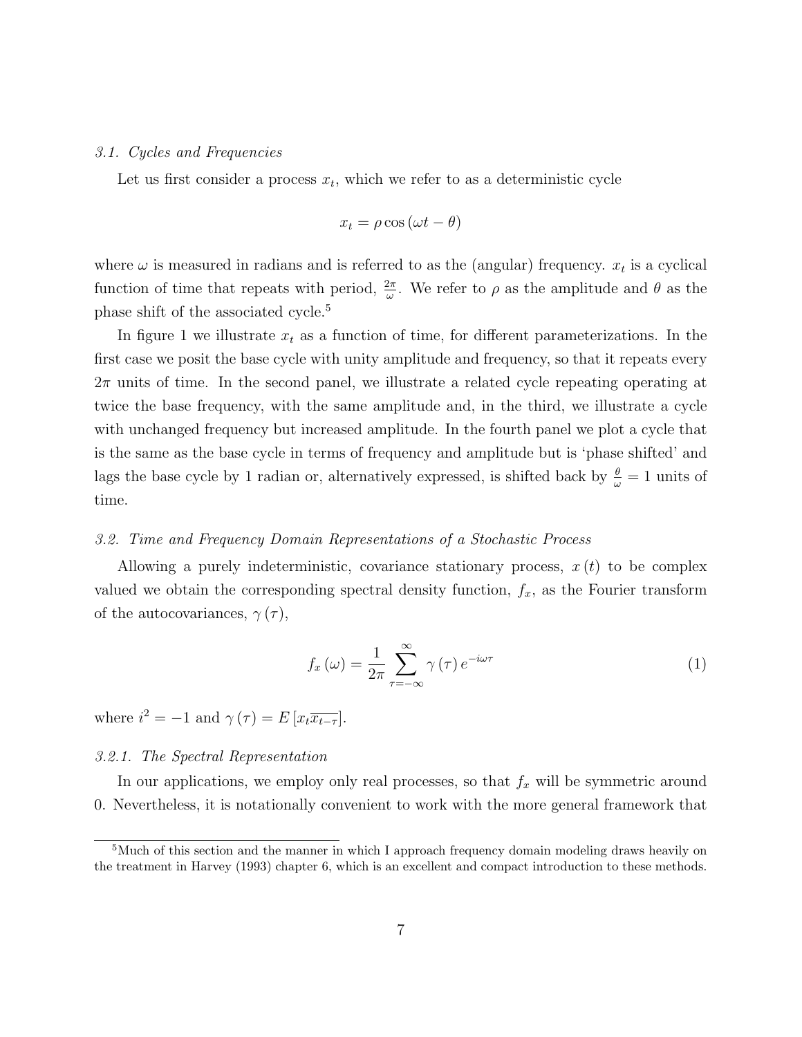### *3.1. Cycles and Frequencies*

Let us first consider a process $x_t$, which we refer to as a deterministic cycle

$$x_t = \rho \cos(\omega t - \theta)$$

where $\omega$ is measured in radians and is referred to as the (angular) frequency. $x_t$ is a cyclical function of time that repeats with period, $\frac{2\pi}{\omega}$. We refer to $\rho$ as the amplitude and $\theta$ as the phase shift of the associated cycle.[5]

In figure 1 we illustrate $x_t$ as a function of time, for different parameterizations. In the first case we posit the base cycle with unity amplitude and frequency, so that it repeats every $2\pi$ units of time. In the second panel, we illustrate a related cycle repeating operating at twice the base frequency, with the same amplitude and, in the third, we illustrate a cycle with unchanged frequency but increased amplitude. In the fourth panel we plot a cycle that is the same as the base cycle in terms of frequency and amplitude but is 'phase shifted' and lags the base cycle by 1 radian or, alternatively expressed, is shifted back by $\frac{\theta}{\omega} = 1$ units of time.

### *3.2. Time and Frequency Domain Representations of a Stochastic Process*

Allowing a purely indeterministic, covariance stationary process, $x(t)$ to be complex valued we obtain the corresponding spectral density function, $f_x$, as the Fourier transform of the autocovariances, $\gamma(\tau)$,

$$f_x(\omega) = \frac{1}{2\pi} \sum_{\tau=-\infty}^{\infty} \gamma(\tau) e^{-i\omega\tau} \tag{1}$$

where $i^2 = -1$ and $\gamma(\tau) = E\left[x_t \overline{x_{t-\tau}}\right]$.

#### *3.2.1. The Spectral Representation*

In our applications, we employ only real processes, so that $f_x$ will be symmetric around 0. Nevertheless, it is notationally convenient to work with the more general framework that

[5] Much of this section and the manner in which I approach frequency domain modeling draws heavily on the treatment in Harvey (1993) chapter 6, which is an excellent and compact introduction to these methods.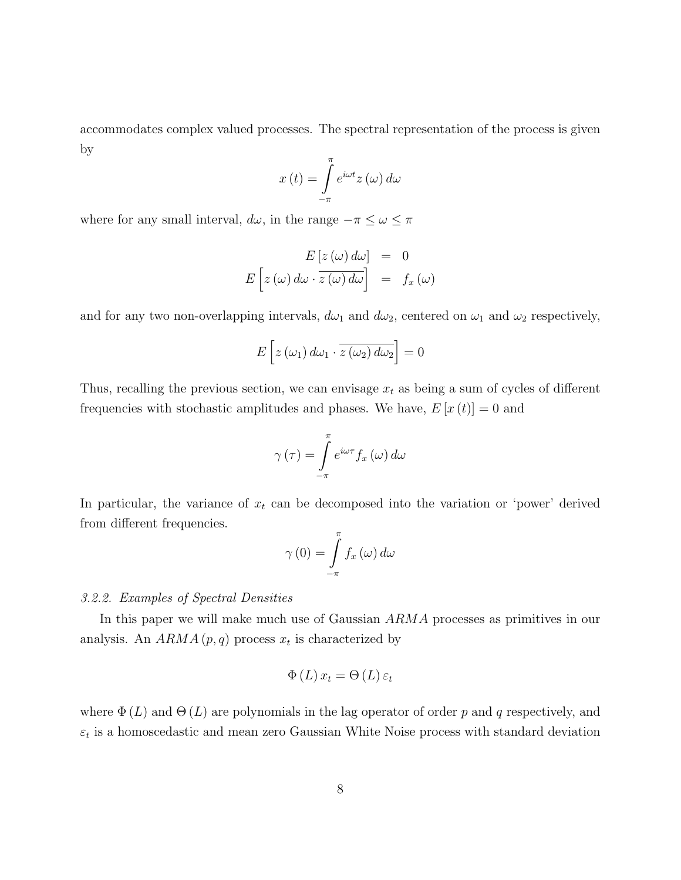accommodates complex valued processes. The spectral representation of the process is given by

$$x(t) = \int_{-\pi}^{\pi} e^{i\omega t} z(\omega)\, d\omega$$

where for any small interval, $d\omega$, in the range $-\pi \leq \omega \leq \pi$

$$\begin{aligned} E\left[z(\omega)\, d\omega\right] &= 0 \\ E\left[z(\omega)\, d\omega \cdot \overline{z(\omega)\, d\omega}\right] &= f_x(\omega) \end{aligned}$$

and for any two non-overlapping intervals, $d\omega_1$ and $d\omega_2$, centered on $\omega_1$ and $\omega_2$ respectively,

$$E\left[z(\omega_1)\, d\omega_1 \cdot \overline{z(\omega_2)\, d\omega_2}\right] = 0$$

Thus, recalling the previous section, we can envisage $x_t$ as being a sum of cycles of different frequencies with stochastic amplitudes and phases. We have, $E[x(t)] = 0$ and

$$\gamma(\tau) = \int_{-\pi}^{\pi} e^{i\omega\tau} f_x(\omega)\, d\omega$$

In particular, the variance of $x_t$ can be decomposed into the variation or 'power' derived from different frequencies.

$$\gamma(0) = \int_{-\pi}^{\pi} f_x(\omega)\, d\omega$$

*3.2.2. Examples of Spectral Densities*

In this paper we will make much use of Gaussian $ARMA$ processes as primitives in our analysis. An $ARMA(p, q)$ process $x_t$ is characterized by

$$\Phi(L)\, x_t = \Theta(L)\, \varepsilon_t$$

where $\Phi(L)$ and $\Theta(L)$ are polynomials in the lag operator of order $p$ and $q$ respectively, and $\varepsilon_t$ is a homoscedastic and mean zero Gaussian White Noise process with standard deviation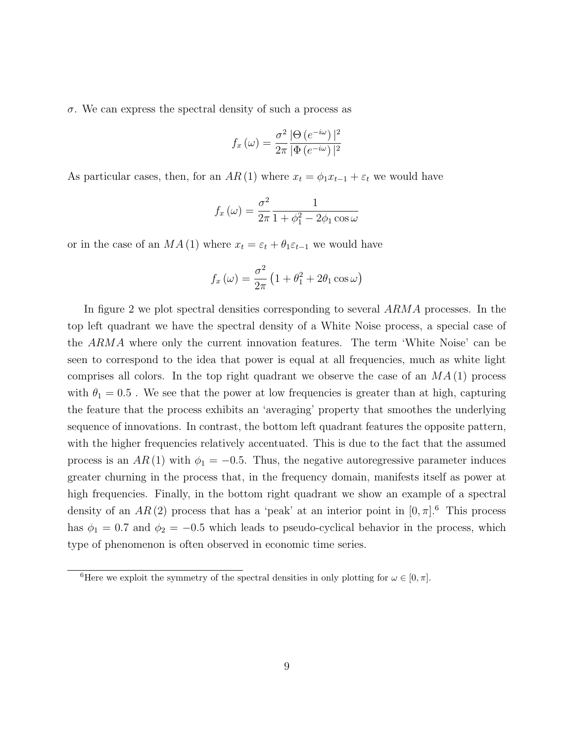$\sigma$. We can express the spectral density of such a process as

$$f_x(\omega) = \frac{\sigma^2}{2\pi} \frac{|\Theta(e^{-i\omega})|^2}{|\Phi(e^{-i\omega})|^2}$$

As particular cases, then, for an $AR(1)$ where $x_t = \phi_1 x_{t-1} + \varepsilon_t$ we would have

$$f_x(\omega) = \frac{\sigma^2}{2\pi} \frac{1}{1 + \phi_1^2 - 2\phi_1 \cos\omega}$$

or in the case of an $MA(1)$ where $x_t = \varepsilon_t + \theta_1 \varepsilon_{t-1}$ we would have

$$f_x(\omega) = \frac{\sigma^2}{2\pi} \left(1 + \theta_1^2 + 2\theta_1 \cos\omega\right)$$

In figure 2 we plot spectral densities corresponding to several $ARMA$ processes. In the top left quadrant we have the spectral density of a White Noise process, a special case of the $ARMA$ where only the current innovation features. The term 'White Noise' can be seen to correspond to the idea that power is equal at all frequencies, much as white light comprises all colors. In the top right quadrant we observe the case of an $MA(1)$ process with $\theta_1 = 0.5$ . We see that the power at low frequencies is greater than at high, capturing the feature that the process exhibits an 'averaging' property that smoothes the underlying sequence of innovations. In contrast, the bottom left quadrant features the opposite pattern, with the higher frequencies relatively accentuated. This is due to the fact that the assumed process is an $AR(1)$ with $\phi_1 = -0.5$. Thus, the negative autoregressive parameter induces greater churning in the process that, in the frequency domain, manifests itself as power at high frequencies. Finally, in the bottom right quadrant we show an example of a spectral density of an $AR(2)$ process that has a 'peak' at an interior point in $[0, \pi]$.[6] This process has $\phi_1 = 0.7$ and $\phi_2 = -0.5$ which leads to pseudo-cyclical behavior in the process, which type of phenomenon is often observed in economic time series.

[6] Here we exploit the symmetry of the spectral densities in only plotting for $\omega \in [0, \pi]$.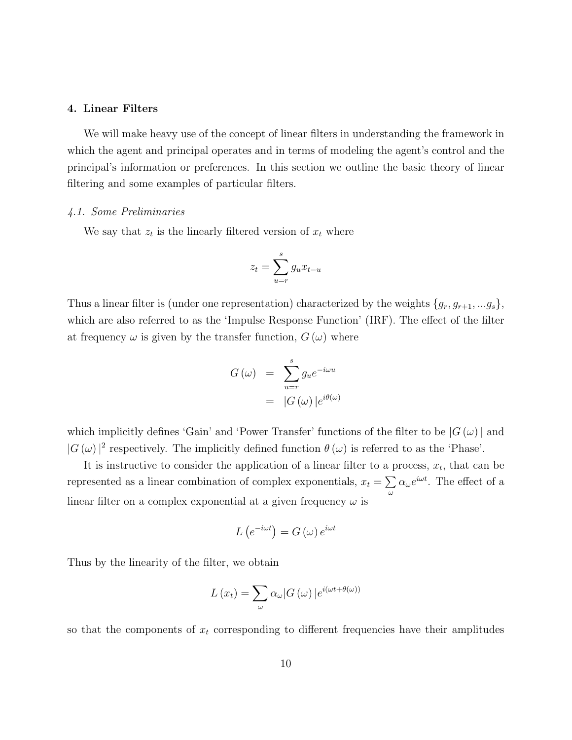## 4. Linear Filters

We will make heavy use of the concept of linear filters in understanding the framework in which the agent and principal operates and in terms of modeling the agent's control and the principal's information or preferences. In this section we outline the basic theory of linear filtering and some examples of particular filters.

### *4.1. Some Preliminaries*

We say that $z_t$ is the linearly filtered version of $x_t$ where

$$z_t = \sum_{u=r}^{s} g_u x_{t-u}$$

Thus a linear filter is (under one representation) characterized by the weights $\{g_r, g_{r+1}, ...g_s\}$, which are also referred to as the 'Impulse Response Function' (IRF). The effect of the filter at frequency $\omega$ is given by the transfer function, $G(\omega)$ where

$$\begin{aligned} G(\omega) &= \sum_{u=r}^{s} g_u e^{-i\omega u} \\ &= |G(\omega)| e^{i\theta(\omega)} \end{aligned}$$

which implicitly defines 'Gain' and 'Power Transfer' functions of the filter to be $|G(\omega)|$ and $|G(\omega)|^2$ respectively. The implicitly defined function $\theta(\omega)$ is referred to as the 'Phase'.

It is instructive to consider the application of a linear filter to a process, $x_t$, that can be represented as a linear combination of complex exponentials, $x_t = \sum_{\omega} \alpha_\omega e^{i\omega t}$. The effect of a linear filter on a complex exponential at a given frequency $\omega$ is

$$L\left(e^{-i\omega t}\right) = G(\omega) e^{i\omega t}$$

Thus by the linearity of the filter, we obtain

$$L(x_t) = \sum_{\omega} \alpha_\omega |G(\omega)| e^{i(\omega t + \theta(\omega))}$$

so that the components of $x_t$ corresponding to different frequencies have their amplitudes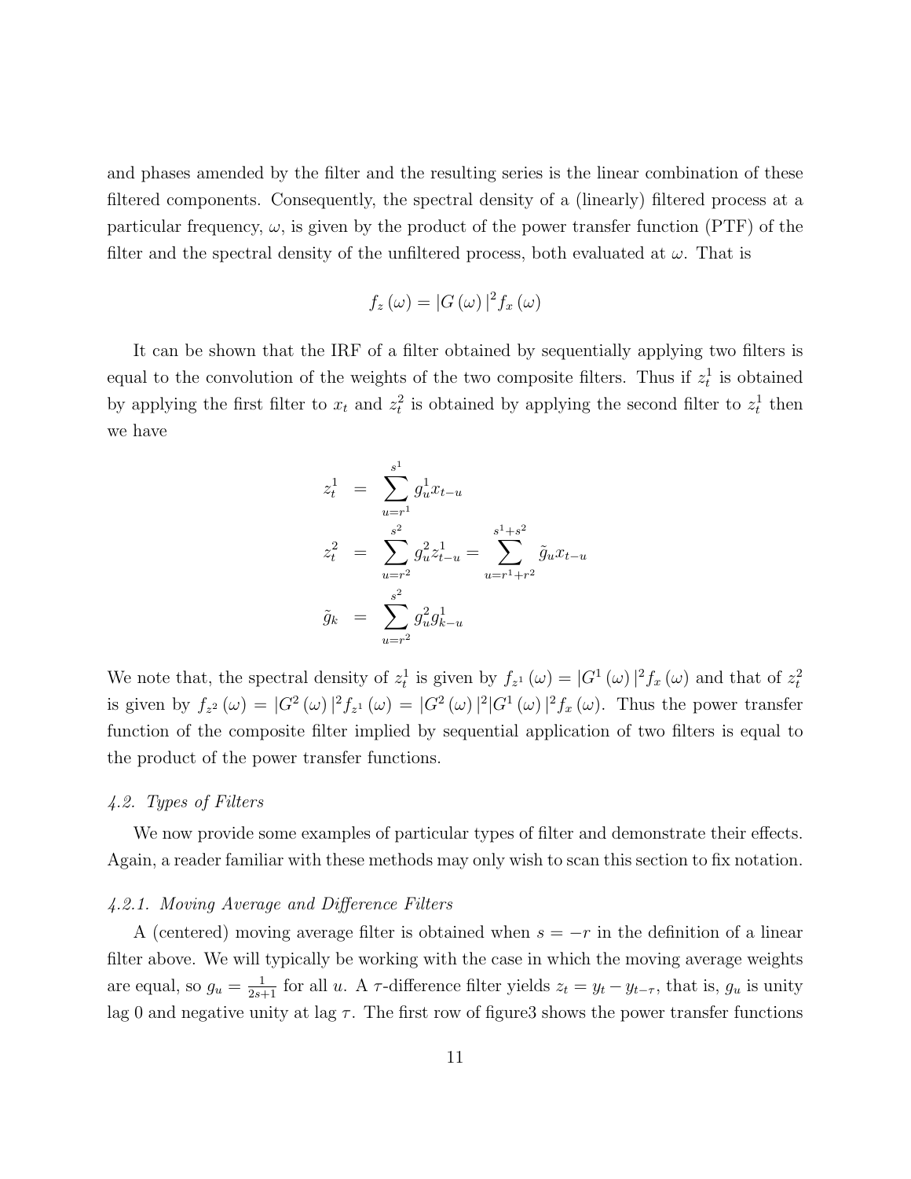and phases amended by the filter and the resulting series is the linear combination of these filtered components. Consequently, the spectral density of a (linearly) filtered process at a particular frequency, $\omega$, is given by the product of the power transfer function (PTF) of the filter and the spectral density of the unfiltered process, both evaluated at $\omega$. That is

$$f_z(\omega) = |G(\omega)|^2 f_x(\omega)$$

It can be shown that the IRF of a filter obtained by sequentially applying two filters is equal to the convolution of the weights of the two composite filters. Thus if $z_t^1$ is obtained by applying the first filter to $x_t$ and $z_t^2$ is obtained by applying the second filter to $z_t^1$ then we have

$$\begin{aligned}
z_t^1 &= \sum_{u=r^1}^{s^1} g_u^1 x_{t-u} \\
z_t^2 &= \sum_{u=r^2}^{s^2} g_u^2 z_{t-u}^1 = \sum_{u=r^1+r^2}^{s^1+s^2} \tilde{g}_u x_{t-u} \\
\tilde{g}_k &= \sum_{u=r^2}^{s^2} g_u^2 g_{k-u}^1
\end{aligned}$$

We note that, the spectral density of $z_t^1$ is given by $f_{z^1}(\omega) = |G^1(\omega)|^2 f_x(\omega)$ and that of $z_t^2$ is given by $f_{z^2}(\omega) = |G^2(\omega)|^2 f_{z^1}(\omega) = |G^2(\omega)|^2 |G^1(\omega)|^2 f_x(\omega)$. Thus the power transfer function of the composite filter implied by sequential application of two filters is equal to the product of the power transfer functions.

### *4.2. Types of Filters*

We now provide some examples of particular types of filter and demonstrate their effects. Again, a reader familiar with these methods may only wish to scan this section to fix notation.

#### *4.2.1. Moving Average and Difference Filters*

A (centered) moving average filter is obtained when $s = -r$ in the definition of a linear filter above. We will typically be working with the case in which the moving average weights are equal, so $g_u = \frac{1}{2s+1}$ for all $u$. A $\tau$-difference filter yields $z_t = y_t - y_{t-\tau}$, that is, $g_u$ is unity lag 0 and negative unity at lag $\tau$. The first row of figure3 shows the power transfer functions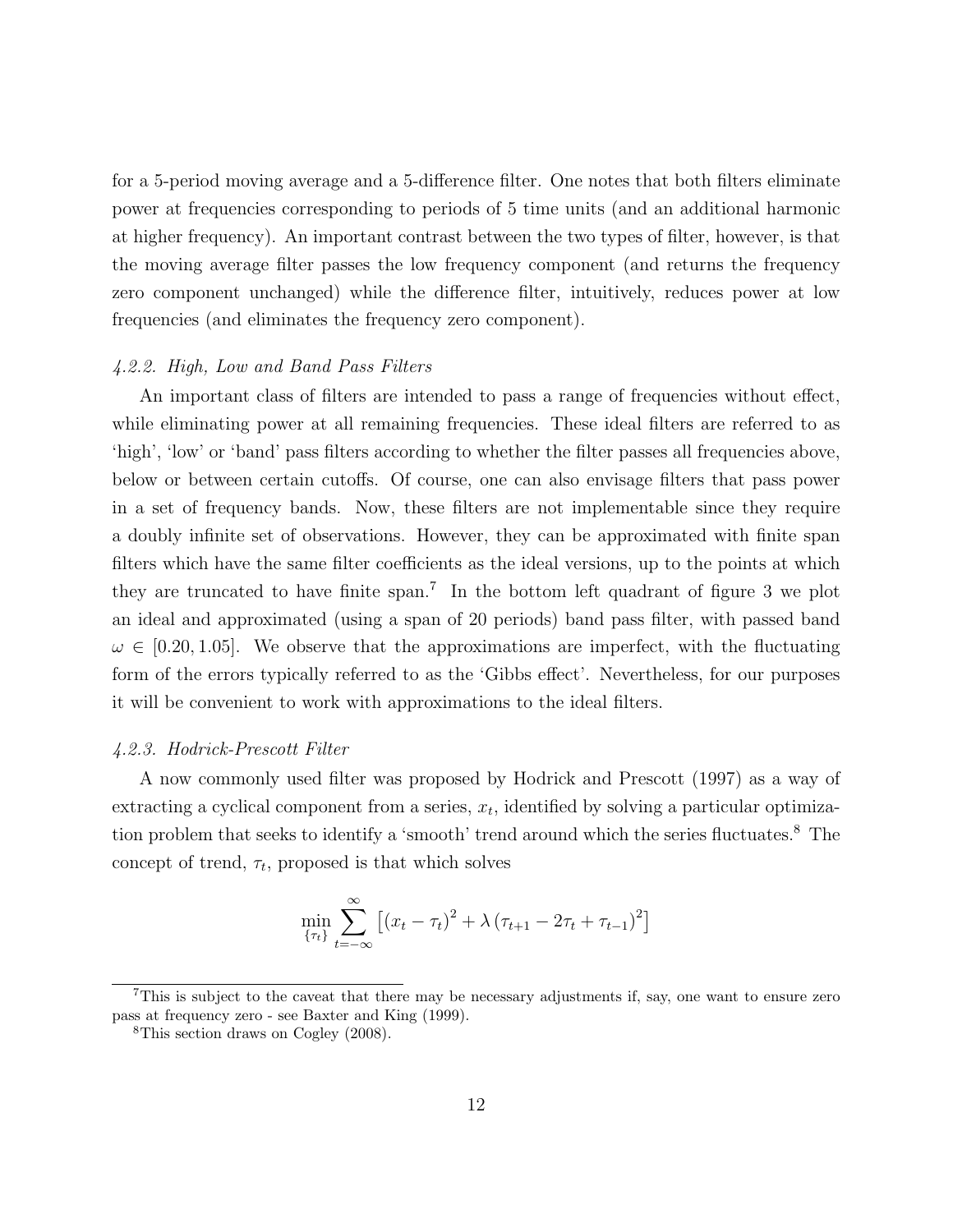for a 5-period moving average and a 5-difference filter. One notes that both filters eliminate power at frequencies corresponding to periods of 5 time units (and an additional harmonic at higher frequency). An important contrast between the two types of filter, however, is that the moving average filter passes the low frequency component (and returns the frequency zero component unchanged) while the difference filter, intuitively, reduces power at low frequencies (and eliminates the frequency zero component).

#### *4.2.2. High, Low and Band Pass Filters*

An important class of filters are intended to pass a range of frequencies without effect, while eliminating power at all remaining frequencies. These ideal filters are referred to as 'high', 'low' or 'band' pass filters according to whether the filter passes all frequencies above, below or between certain cutoffs. Of course, one can also envisage filters that pass power in a set of frequency bands. Now, these filters are not implementable since they require a doubly infinite set of observations. However, they can be approximated with finite span filters which have the same filter coefficients as the ideal versions, up to the points at which they are truncated to have finite span.[7] In the bottom left quadrant of figure 3 we plot an ideal and approximated (using a span of 20 periods) band pass filter, with passed band $\omega \in [0.20, 1.05]$. We observe that the approximations are imperfect, with the fluctuating form of the errors typically referred to as the 'Gibbs effect'. Nevertheless, for our purposes it will be convenient to work with approximations to the ideal filters.

#### *4.2.3. Hodrick-Prescott Filter*

A now commonly used filter was proposed by Hodrick and Prescott (1997) as a way of extracting a cyclical component from a series, $x_t$, identified by solving a particular optimization problem that seeks to identify a 'smooth' trend around which the series fluctuates.[8] The concept of trend, $\tau_t$, proposed is that which solves

$$\min_{\{\tau_t\}} \sum_{t=-\infty}^{\infty} \left[ (x_t - \tau_t)^2 + \lambda \left(\tau_{t+1} - 2\tau_t + \tau_{t-1}\right)^2 \right]$$

[7] This is subject to the caveat that there may be necessary adjustments if, say, one want to ensure zero pass at frequency zero - see Baxter and King (1999).

[8] This section draws on Cogley (2008).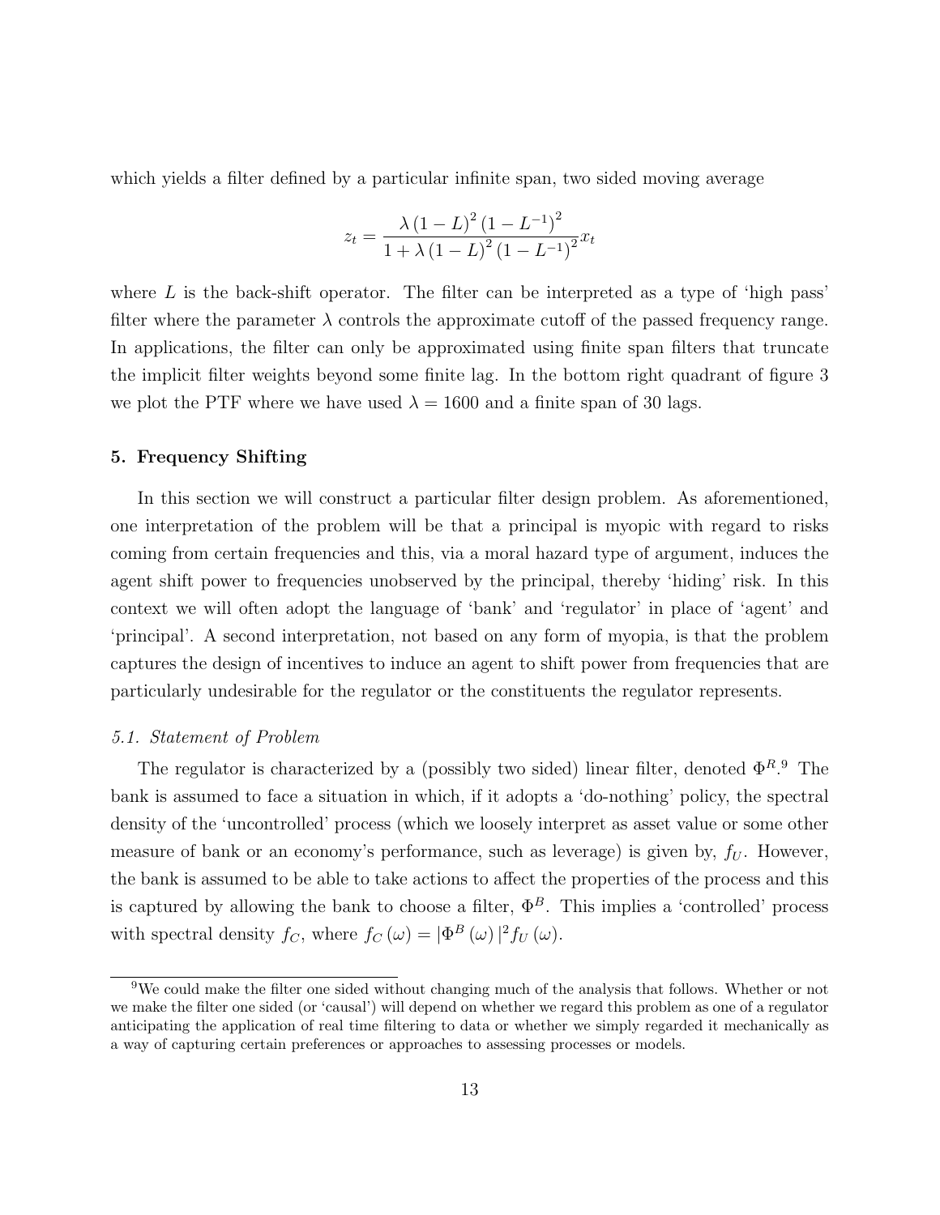which yields a filter defined by a particular infinite span, two sided moving average

$$z_t = \frac{\lambda (1-L)^2 (1-L^{-1})^2}{1+\lambda (1-L)^2 (1-L^{-1})^2} x_t$$

where $L$ is the back-shift operator. The filter can be interpreted as a type of 'high pass' filter where the parameter $\lambda$ controls the approximate cutoff of the passed frequency range. In applications, the filter can only be approximated using finite span filters that truncate the implicit filter weights beyond some finite lag. In the bottom right quadrant of figure 3 we plot the PTF where we have used $\lambda = 1600$ and a finite span of 30 lags.

## 5. Frequency Shifting

In this section we will construct a particular filter design problem. As aforementioned, one interpretation of the problem will be that a principal is myopic with regard to risks coming from certain frequencies and this, via a moral hazard type of argument, induces the agent shift power to frequencies unobserved by the principal, thereby 'hiding' risk. In this context we will often adopt the language of 'bank' and 'regulator' in place of 'agent' and 'principal'. A second interpretation, not based on any form of myopia, is that the problem captures the design of incentives to induce an agent to shift power from frequencies that are particularly undesirable for the regulator or the constituents the regulator represents.

### *5.1. Statement of Problem*

The regulator is characterized by a (possibly two sided) linear filter, denoted $\Phi^R$.[9] The bank is assumed to face a situation in which, if it adopts a 'do-nothing' policy, the spectral density of the 'uncontrolled' process (which we loosely interpret as asset value or some other measure of bank or an economy's performance, such as leverage) is given by, $f_U$. However, the bank is assumed to be able to take actions to affect the properties of the process and this is captured by allowing the bank to choose a filter, $\Phi^B$. This implies a 'controlled' process with spectral density $f_C$, where $f_C(\omega) = |\Phi^B(\omega)|^2 f_U(\omega)$.

[9] We could make the filter one sided without changing much of the analysis that follows. Whether or not we make the filter one sided (or 'causal') will depend on whether we regard this problem as one of a regulator anticipating the application of real time filtering to data or whether we simply regarded it mechanically as a way of capturing certain preferences or approaches to assessing processes or models.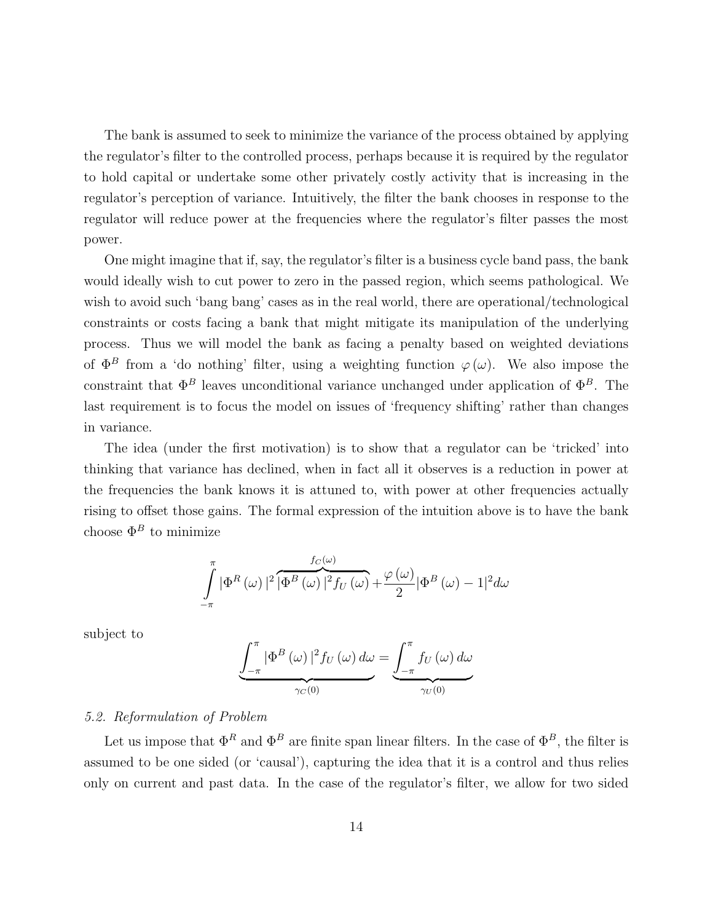The bank is assumed to seek to minimize the variance of the process obtained by applying the regulator's filter to the controlled process, perhaps because it is required by the regulator to hold capital or undertake some other privately costly activity that is increasing in the regulator's perception of variance. Intuitively, the filter the bank chooses in response to the regulator will reduce power at the frequencies where the regulator's filter passes the most power.

One might imagine that if, say, the regulator's filter is a business cycle band pass, the bank would ideally wish to cut power to zero in the passed region, which seems pathological. We wish to avoid such 'bang bang' cases as in the real world, there are operational/technological constraints or costs facing a bank that might mitigate its manipulation of the underlying process. Thus we will model the bank as facing a penalty based on weighted deviations of $\Phi^B$ from a 'do nothing' filter, using a weighting function $\varphi(\omega)$. We also impose the constraint that $\Phi^B$ leaves unconditional variance unchanged under application of $\Phi^B$. The last requirement is to focus the model on issues of 'frequency shifting' rather than changes in variance.

The idea (under the first motivation) is to show that a regulator can be 'tricked' into thinking that variance has declined, when in fact all it observes is a reduction in power at the frequencies the bank knows it is attuned to, with power at other frequencies actually rising to offset those gains. The formal expression of the intuition above is to have the bank choose $\Phi^B$ to minimize

$$\int_{-\pi}^{\pi} |\Phi^R(\omega)|^2 \overbrace{|\Phi^B(\omega)|^2 f_U(\omega)}^{f_C(\omega)} + \frac{\varphi(\omega)}{2}|\Phi^B(\omega) - 1|^2 d\omega$$

subject to

$$\underbrace{\int_{-\pi}^{\pi} |\Phi^B(\omega)|^2 f_U(\omega)\, d\omega}_{\gamma_C(0)} = \underbrace{\int_{-\pi}^{\pi} f_U(\omega)\, d\omega}_{\gamma_U(0)}$$

*5.2. Reformulation of Problem*

Let us impose that $\Phi^R$ and $\Phi^B$ are finite span linear filters. In the case of $\Phi^B$, the filter is assumed to be one sided (or 'causal'), capturing the idea that it is a control and thus relies only on current and past data. In the case of the regulator's filter, we allow for two sided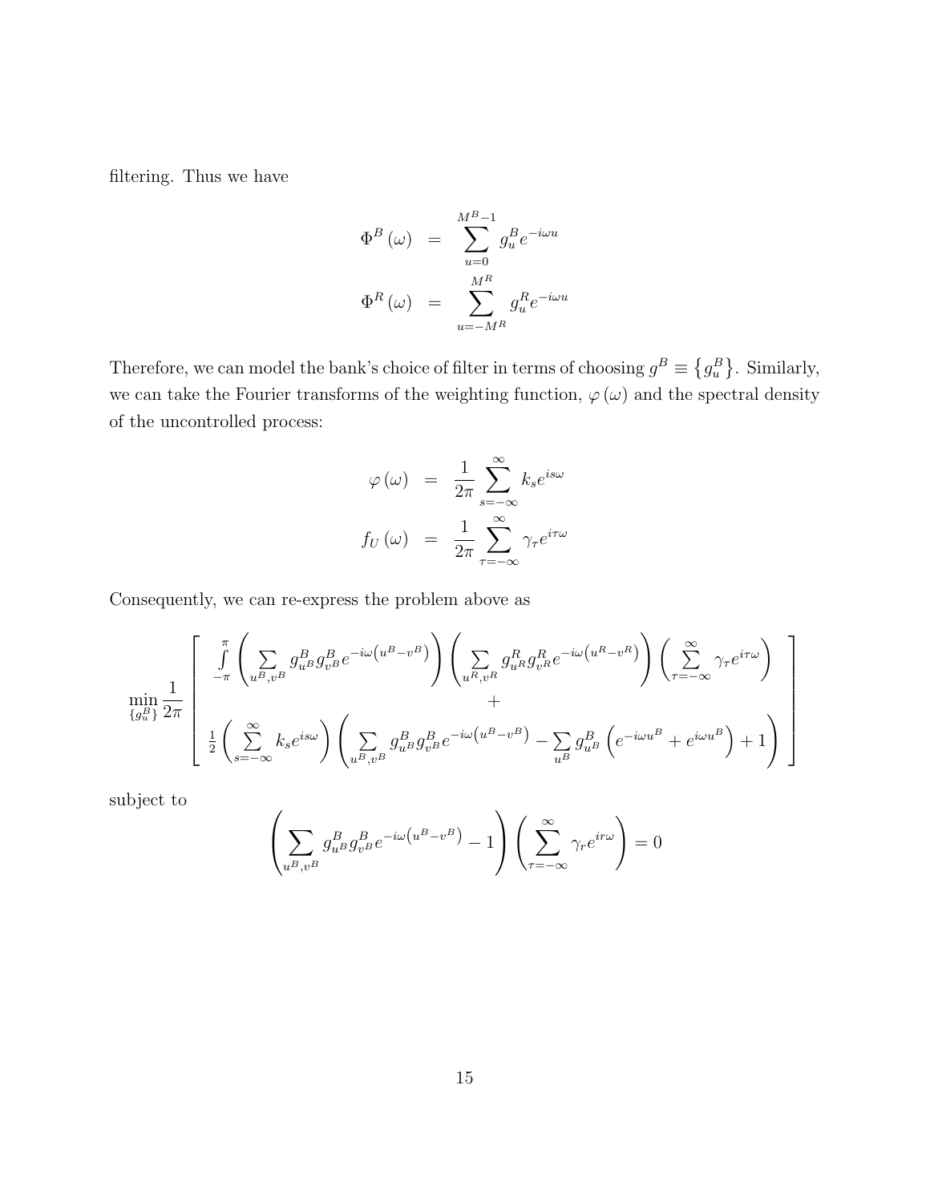filtering. Thus we have

$$
\begin{aligned}
\Phi^{B}(\omega) &= \sum_{u=0}^{M^{B}-1} g_{u}^{B} e^{-i\omega u} \\
\Phi^{R}(\omega) &= \sum_{u=-M^{R}}^{M^{R}} g_{u}^{R} e^{-i\omega u}
\end{aligned}
$$

Therefore, we can model the bank's choice of filter in terms of choosing $g^{B} \equiv \left\{g_{u}^{B}\right\}$. Similarly, we can take the Fourier transforms of the weighting function, $\varphi(\omega)$ and the spectral density of the uncontrolled process:

$$
\begin{aligned}
\varphi(\omega) &= \frac{1}{2\pi} \sum_{s=-\infty}^{\infty} k_{s} e^{is\omega} \\
f_{U}(\omega) &= \frac{1}{2\pi} \sum_{\tau=-\infty}^{\infty} \gamma_{\tau} e^{i\tau\omega}
\end{aligned}
$$

Consequently, we can re-express the problem above as

$$
\min_{\left\{g_{u}^{B}\right\}} \frac{1}{2\pi} \left[ \begin{array}{c} \int_{-\pi}^{\pi} \left( \sum_{u^{B},v^{B}} g_{u^{B}}^{B} g_{v^{B}}^{B} e^{-i\omega\left(u^{B}-v^{B}\right)} \right) \left( \sum_{u^{R},v^{R}} g_{u^{R}}^{R} g_{v^{R}}^{R} e^{-i\omega\left(u^{R}-v^{R}\right)} \right) \left( \sum_{\tau=-\infty}^{\infty} \gamma_{\tau} e^{i\tau\omega} \right) \\ + \\ \frac{1}{2} \left( \sum_{s=-\infty}^{\infty} k_{s} e^{is\omega} \right) \left( \sum_{u^{B},v^{B}} g_{u^{B}}^{B} g_{v^{B}}^{B} e^{-i\omega\left(u^{B}-v^{B}\right)} - \sum_{u^{B}} g_{u^{B}}^{B} \left( e^{-i\omega u^{B}} + e^{i\omega u^{B}} \right) + 1 \right) \end{array} \right]
$$

subject to

$$
\left( \sum_{u^{B},v^{B}} g_{u^{B}}^{B} g_{v^{B}}^{B} e^{-i\omega\left(u^{B}-v^{B}\right)} - 1 \right) \left( \sum_{\tau=-\infty}^{\infty} \gamma_{r} e^{ir\omega} \right) = 0
$$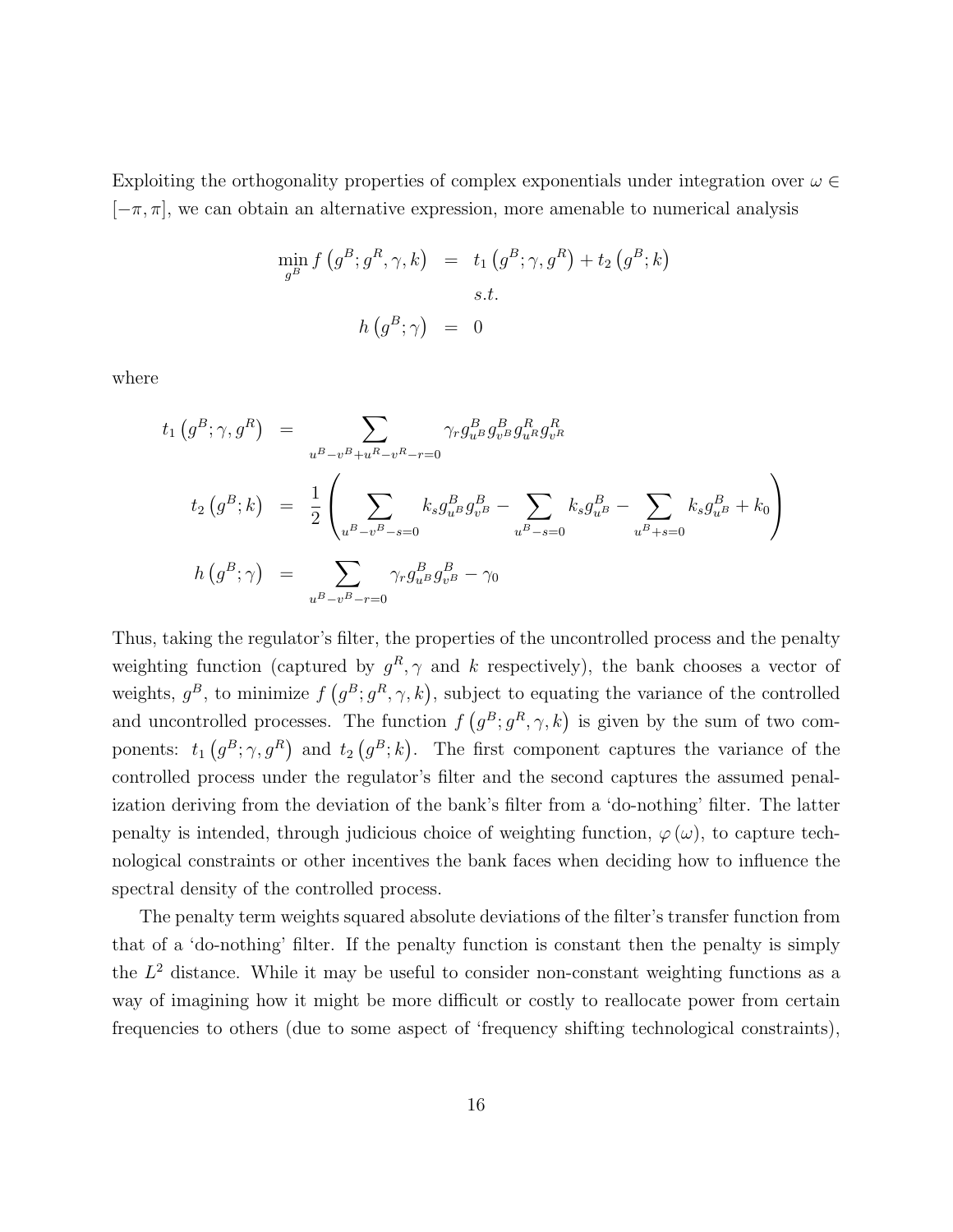Exploiting the orthogonality properties of complex exponentials under integration over $\omega \in [-\pi, \pi]$, we can obtain an alternative expression, more amenable to numerical analysis

$$
\begin{aligned}
\min_{g^B} f\left(g^B; g^R, \gamma, k\right) &= t_1\left(g^B; \gamma, g^R\right) + t_2\left(g^B; k\right) \\
& \quad s.t. \\
h\left(g^B; \gamma\right) &= 0
\end{aligned}
$$

where

$$
\begin{aligned}
t_1\left(g^B; \gamma, g^R\right) &= \sum_{u^B - v^B + u^R - v^R - r = 0} \gamma_r g^B_{u^B} g^B_{v^B} g^R_{u^R} g^R_{v^R} \\
t_2\left(g^B; k\right) &= \frac{1}{2}\left( \sum_{u^B - v^B - s = 0} k_s g^B_{u^B} g^B_{v^B} - \sum_{u^B - s = 0} k_s g^B_{u^B} - \sum_{u^B + s = 0} k_s g^B_{u^B} + k_0 \right) \\
h\left(g^B; \gamma\right) &= \sum_{u^B - v^B - r = 0} \gamma_r g^B_{u^B} g^B_{v^B} - \gamma_0
\end{aligned}
$$

Thus, taking the regulator's filter, the properties of the uncontrolled process and the penalty weighting function (captured by $g^R, \gamma$ and $k$ respectively), the bank chooses a vector of weights, $g^B$, to minimize $f\left(g^B; g^R, \gamma, k\right)$, subject to equating the variance of the controlled and uncontrolled processes. The function $f\left(g^B; g^R, \gamma, k\right)$ is given by the sum of two components: $t_1\left(g^B; \gamma, g^R\right)$ and $t_2\left(g^B; k\right)$. The first component captures the variance of the controlled process under the regulator's filter and the second captures the assumed penalization deriving from the deviation of the bank's filter from a 'do-nothing' filter. The latter penalty is intended, through judicious choice of weighting function, $\varphi(\omega)$, to capture technological constraints or other incentives the bank faces when deciding how to influence the spectral density of the controlled process.

The penalty term weights squared absolute deviations of the filter's transfer function from that of a 'do-nothing' filter. If the penalty function is constant then the penalty is simply the $L^2$ distance. While it may be useful to consider non-constant weighting functions as a way of imagining how it might be more difficult or costly to reallocate power from certain frequencies to others (due to some aspect of 'frequency shifting technological constraints),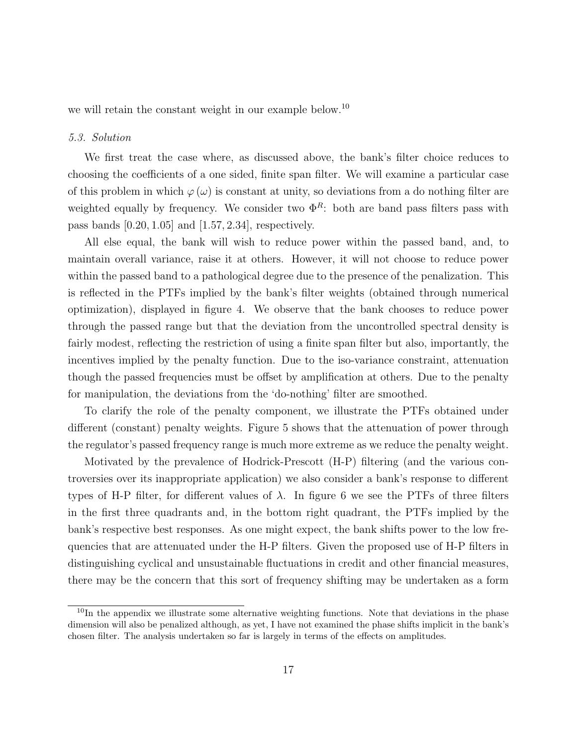we will retain the constant weight in our example below.[10]

*5.3. Solution*

We first treat the case where, as discussed above, the bank's filter choice reduces to choosing the coefficients of a one sided, finite span filter. We will examine a particular case of this problem in which $\varphi(\omega)$ is constant at unity, so deviations from a do nothing filter are weighted equally by frequency. We consider two $\Phi^R$: both are band pass filters pass with pass bands $[0.20, 1.05]$ and $[1.57, 2.34]$, respectively.

All else equal, the bank will wish to reduce power within the passed band, and, to maintain overall variance, raise it at others. However, it will not choose to reduce power within the passed band to a pathological degree due to the presence of the penalization. This is reflected in the PTFs implied by the bank's filter weights (obtained through numerical optimization), displayed in figure 4. We observe that the bank chooses to reduce power through the passed range but that the deviation from the uncontrolled spectral density is fairly modest, reflecting the restriction of using a finite span filter but also, importantly, the incentives implied by the penalty function. Due to the iso-variance constraint, attenuation though the passed frequencies must be offset by amplification at others. Due to the penalty for manipulation, the deviations from the 'do-nothing' filter are smoothed.

To clarify the role of the penalty component, we illustrate the PTFs obtained under different (constant) penalty weights. Figure 5 shows that the attenuation of power through the regulator's passed frequency range is much more extreme as we reduce the penalty weight.

Motivated by the prevalence of Hodrick-Prescott (H-P) filtering (and the various controversies over its inappropriate application) we also consider a bank's response to different types of H-P filter, for different values of $\lambda$. In figure 6 we see the PTFs of three filters in the first three quadrants and, in the bottom right quadrant, the PTFs implied by the bank's respective best responses. As one might expect, the bank shifts power to the low frequencies that are attenuated under the H-P filters. Given the proposed use of H-P filters in distinguishing cyclical and unsustainable fluctuations in credit and other financial measures, there may be the concern that this sort of frequency shifting may be undertaken as a form

[10] In the appendix we illustrate some alternative weighting functions. Note that deviations in the phase dimension will also be penalized although, as yet, I have not examined the phase shifts implicit in the bank's chosen filter. The analysis undertaken so far is largely in terms of the effects on amplitudes.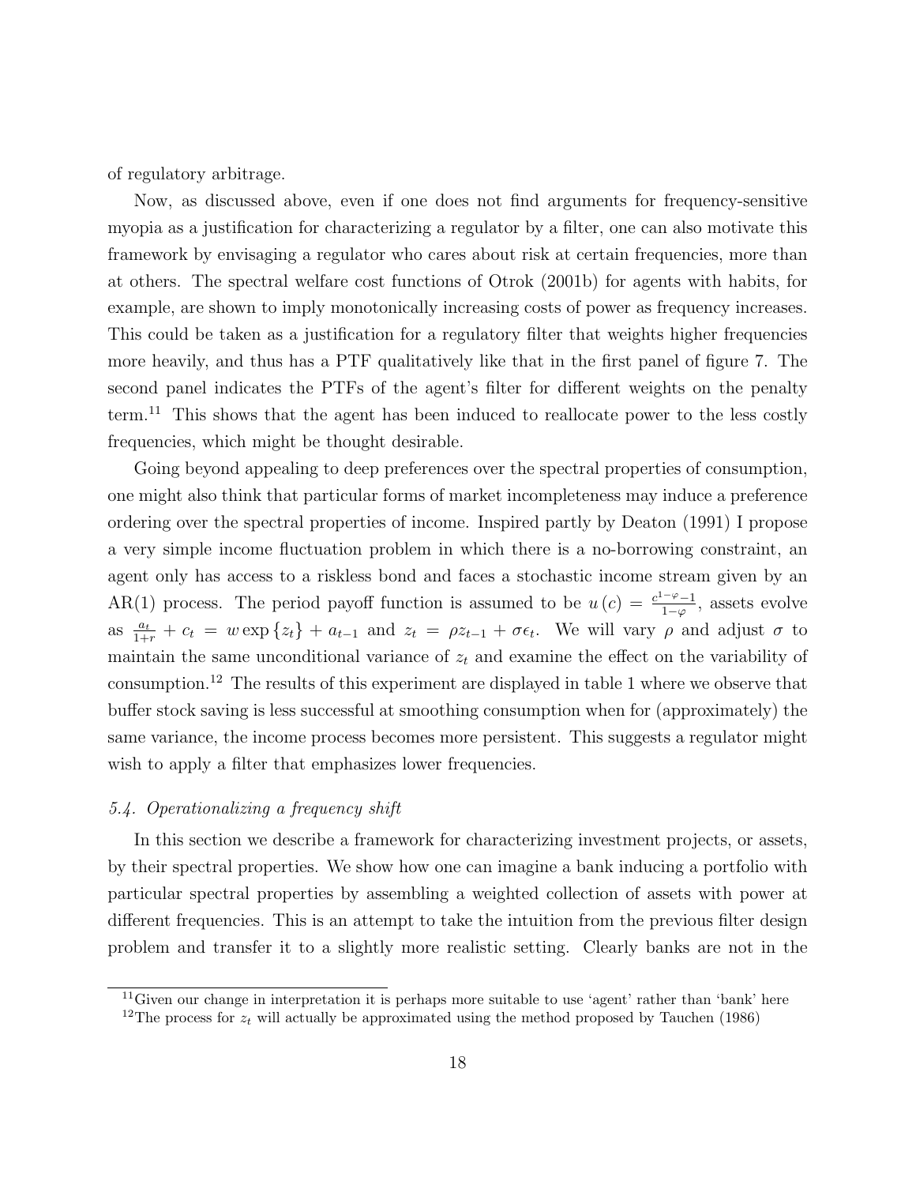of regulatory arbitrage.

Now, as discussed above, even if one does not find arguments for frequency-sensitive myopia as a justification for characterizing a regulator by a filter, one can also motivate this framework by envisaging a regulator who cares about risk at certain frequencies, more than at others. The spectral welfare cost functions of Otrok (2001b) for agents with habits, for example, are shown to imply monotonically increasing costs of power as frequency increases. This could be taken as a justification for a regulatory filter that weights higher frequencies more heavily, and thus has a PTF qualitatively like that in the first panel of figure 7. The second panel indicates the PTFs of the agent's filter for different weights on the penalty term.[11] This shows that the agent has been induced to reallocate power to the less costly frequencies, which might be thought desirable.

Going beyond appealing to deep preferences over the spectral properties of consumption, one might also think that particular forms of market incompleteness may induce a preference ordering over the spectral properties of income. Inspired partly by Deaton (1991) I propose a very simple income fluctuation problem in which there is a no-borrowing constraint, an agent only has access to a riskless bond and faces a stochastic income stream given by an AR(1) process. The period payoff function is assumed to be $u(c) = \frac{c^{1-\varphi}-1}{1-\varphi}$, assets evolve as $\frac{a_t}{1+r} + c_t = w \exp\{z_t\} + a_{t-1}$ and $z_t = \rho z_{t-1} + \sigma \epsilon_t$. We will vary $\rho$ and adjust $\sigma$ to maintain the same unconditional variance of $z_t$ and examine the effect on the variability of consumption.[12] The results of this experiment are displayed in table 1 where we observe that buffer stock saving is less successful at smoothing consumption when for (approximately) the same variance, the income process becomes more persistent. This suggests a regulator might wish to apply a filter that emphasizes lower frequencies.

### *5.4. Operationalizing a frequency shift*

In this section we describe a framework for characterizing investment projects, or assets, by their spectral properties. We show how one can imagine a bank inducing a portfolio with particular spectral properties by assembling a weighted collection of assets with power at different frequencies. This is an attempt to take the intuition from the previous filter design problem and transfer it to a slightly more realistic setting. Clearly banks are not in the

[11] Given our change in interpretation it is perhaps more suitable to use 'agent' rather than 'bank' here

[12] The process for $z_t$ will actually be approximated using the method proposed by Tauchen (1986)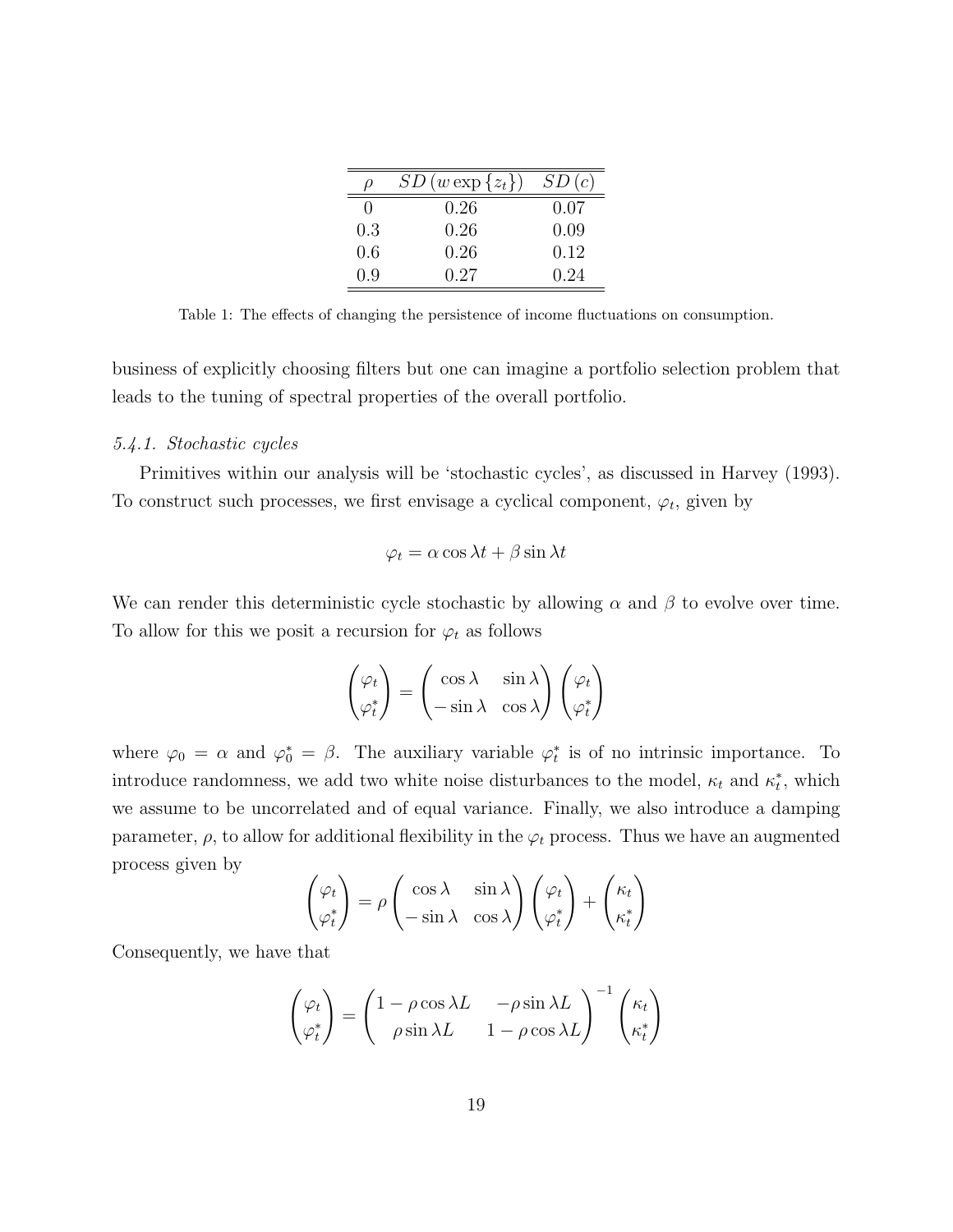| $\rho$ | $SD(w\exp\{z_t\})$ | $SD(c)$ |
|---|---|---|
| 0 | 0.26 | 0.07 |
| 0.3 | 0.26 | 0.09 |
| 0.6 | 0.26 | 0.12 |
| 0.9 | 0.27 | 0.24 |

Table 1: The effects of changing the persistence of income fluctuations on consumption.

business of explicitly choosing filters but one can imagine a portfolio selection problem that leads to the tuning of spectral properties of the overall portfolio.

### *5.4.1. Stochastic cycles*

Primitives within our analysis will be 'stochastic cycles', as discussed in Harvey (1993). To construct such processes, we first envisage a cyclical component, $\varphi_t$, given by

$$\varphi_t = \alpha \cos \lambda t + \beta \sin \lambda t$$

We can render this deterministic cycle stochastic by allowing $\alpha$ and $\beta$ to evolve over time. To allow for this we posit a recursion for $\varphi_t$ as follows

$$\begin{pmatrix} \varphi_t \\ \varphi_t^* \end{pmatrix} = \begin{pmatrix} \cos \lambda & \sin \lambda \\ -\sin \lambda & \cos \lambda \end{pmatrix} \begin{pmatrix} \varphi_t \\ \varphi_t^* \end{pmatrix}$$

where $\varphi_0 = \alpha$ and $\varphi_0^* = \beta$. The auxiliary variable $\varphi_t^*$ is of no intrinsic importance. To introduce randomness, we add two white noise disturbances to the model, $\kappa_t$ and $\kappa_t^*$, which we assume to be uncorrelated and of equal variance. Finally, we also introduce a damping parameter, $\rho$, to allow for additional flexibility in the $\varphi_t$ process. Thus we have an augmented process given by

$$\begin{pmatrix} \varphi_t \\ \varphi_t^* \end{pmatrix} = \rho \begin{pmatrix} \cos \lambda & \sin \lambda \\ -\sin \lambda & \cos \lambda \end{pmatrix} \begin{pmatrix} \varphi_t \\ \varphi_t^* \end{pmatrix} + \begin{pmatrix} \kappa_t \\ \kappa_t^* \end{pmatrix}$$

Consequently, we have that

$$\begin{pmatrix} \varphi_t \\ \varphi_t^* \end{pmatrix} = \begin{pmatrix} 1 - \rho \cos \lambda L & -\rho \sin \lambda L \\ \rho \sin \lambda L & 1 - \rho \cos \lambda L \end{pmatrix}^{-1} \begin{pmatrix} \kappa_t \\ \kappa_t^* \end{pmatrix}$$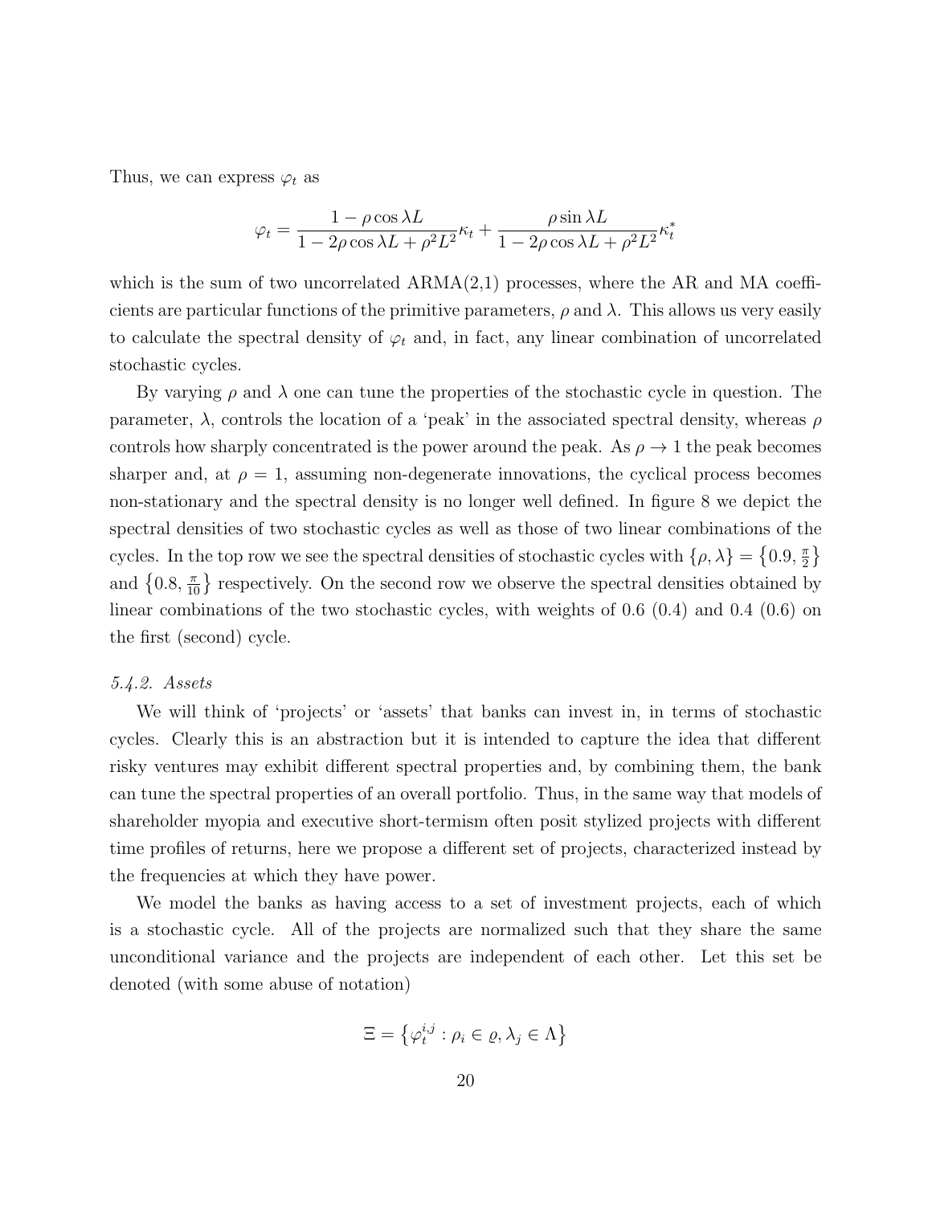Thus, we can express $\varphi_t$ as

$$\varphi_t = \frac{1 - \rho \cos \lambda L}{1 - 2\rho \cos \lambda L + \rho^2 L^2} \kappa_t + \frac{\rho \sin \lambda L}{1 - 2\rho \cos \lambda L + \rho^2 L^2} \kappa_t^*$$

which is the sum of two uncorrelated ARMA(2,1) processes, where the AR and MA coefficients are particular functions of the primitive parameters, $\rho$ and $\lambda$. This allows us very easily to calculate the spectral density of $\varphi_t$ and, in fact, any linear combination of uncorrelated stochastic cycles.

By varying $\rho$ and $\lambda$ one can tune the properties of the stochastic cycle in question. The parameter, $\lambda$, controls the location of a 'peak' in the associated spectral density, whereas $\rho$ controls how sharply concentrated is the power around the peak. As $\rho \to 1$ the peak becomes sharper and, at $\rho = 1$, assuming non-degenerate innovations, the cyclical process becomes non-stationary and the spectral density is no longer well defined. In figure 8 we depict the spectral densities of two stochastic cycles as well as those of two linear combinations of the cycles. In the top row we see the spectral densities of stochastic cycles with $\{\rho, \lambda\} = \left\{0.9, \frac{\pi}{2}\right\}$ and $\left\{0.8, \frac{\pi}{10}\right\}$ respectively. On the second row we observe the spectral densities obtained by linear combinations of the two stochastic cycles, with weights of 0.6 (0.4) and 0.4 (0.6) on the first (second) cycle.

### *5.4.2. Assets*

We will think of 'projects' or 'assets' that banks can invest in, in terms of stochastic cycles. Clearly this is an abstraction but it is intended to capture the idea that different risky ventures may exhibit different spectral properties and, by combining them, the bank can tune the spectral properties of an overall portfolio. Thus, in the same way that models of shareholder myopia and executive short-termism often posit stylized projects with different time profiles of returns, here we propose a different set of projects, characterized instead by the frequencies at which they have power.

We model the banks as having access to a set of investment projects, each of which is a stochastic cycle. All of the projects are normalized such that they share the same unconditional variance and the projects are independent of each other. Let this set be denoted (with some abuse of notation)

$$\Xi = \left\{\varphi_t^{i,j} : \rho_i \in \varrho, \lambda_j \in \Lambda\right\}$$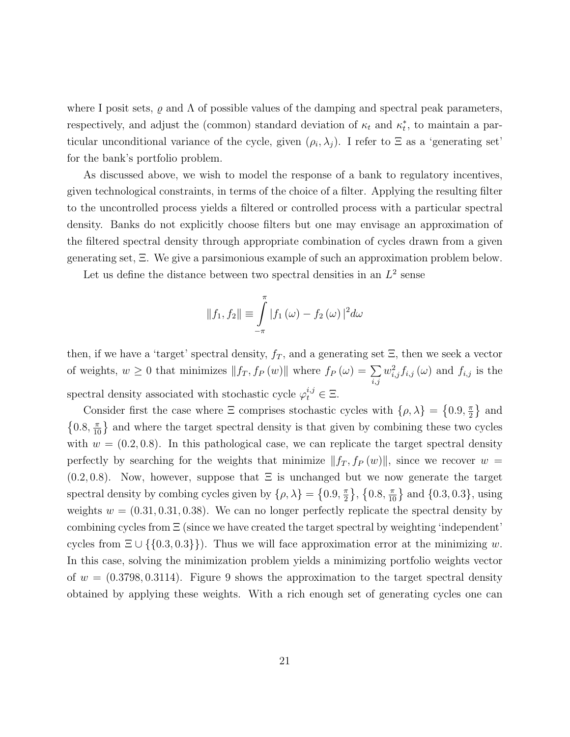where I posit sets, $\varrho$ and $\Lambda$ of possible values of the damping and spectral peak parameters, respectively, and adjust the (common) standard deviation of $\kappa_t$ and $\kappa_t^*$, to maintain a particular unconditional variance of the cycle, given $(\rho_i, \lambda_j)$. I refer to $\Xi$ as a 'generating set' for the bank's portfolio problem.

As discussed above, we wish to model the response of a bank to regulatory incentives, given technological constraints, in terms of the choice of a filter. Applying the resulting filter to the uncontrolled process yields a filtered or controlled process with a particular spectral density. Banks do not explicitly choose filters but one may envisage an approximation of the filtered spectral density through appropriate combination of cycles drawn from a given generating set, $\Xi$. We give a parsimonious example of such an approximation problem below.

Let us define the distance between two spectral densities in an $L^2$ sense

$$\|f_1, f_2\| \equiv \int_{-\pi}^{\pi} |f_1(\omega) - f_2(\omega)|^2 d\omega$$

then, if we have a 'target' spectral density, $f_T$, and a generating set $\Xi$, then we seek a vector of weights, $w \geq 0$ that minimizes $\|f_T, f_P(w)\|$ where $f_P(\omega) = \sum_{i,j} w_{i,j}^2 f_{i,j}(\omega)$ and $f_{i,j}$ is the spectral density associated with stochastic cycle $\varphi_t^{i,j} \in \Xi$.

Consider first the case where $\Xi$ comprises stochastic cycles with $\{\rho, \lambda\} = \{0.9, \frac{\pi}{2}\}$ and $\{0.8, \frac{\pi}{10}\}$ and where the target spectral density is that given by combining these two cycles with $w = (0.2, 0.8)$. In this pathological case, we can replicate the target spectral density perfectly by searching for the weights that minimize $\|f_T, f_P(w)\|$, since we recover $w = (0.2, 0.8)$. Now, however, suppose that $\Xi$ is unchanged but we now generate the target spectral density by combing cycles given by $\{\rho, \lambda\} = \{0.9, \frac{\pi}{2}\}$, $\{0.8, \frac{\pi}{10}\}$ and $\{0.3, 0.3\}$, using weights $w = (0.31, 0.31, 0.38)$. We can no longer perfectly replicate the spectral density by combining cycles from $\Xi$ (since we have created the target spectral by weighting 'independent' cycles from $\Xi \cup \{\{0.3, 0.3\}\}$). Thus we will face approximation error at the minimizing $w$. In this case, solving the minimization problem yields a minimizing portfolio weights vector of $w = (0.3798, 0.3114)$. Figure 9 shows the approximation to the target spectral density obtained by applying these weights. With a rich enough set of generating cycles one can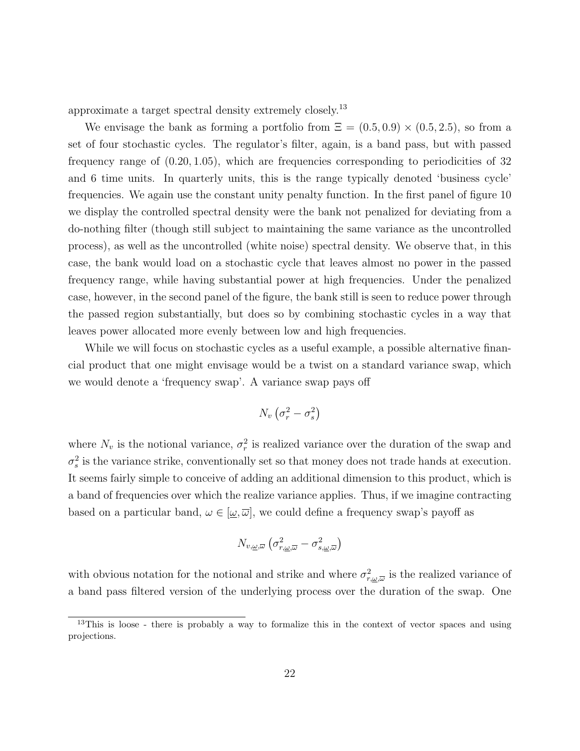approximate a target spectral density extremely closely.[13]

We envisage the bank as forming a portfolio from $\Xi = (0.5, 0.9) \times (0.5, 2.5)$, so from a set of four stochastic cycles. The regulator's filter, again, is a band pass, but with passed frequency range of $(0.20, 1.05)$, which are frequencies corresponding to periodicities of 32 and 6 time units. In quarterly units, this is the range typically denoted 'business cycle' frequencies. We again use the constant unity penalty function. In the first panel of figure 10 we display the controlled spectral density were the bank not penalized for deviating from a do-nothing filter (though still subject to maintaining the same variance as the uncontrolled process), as well as the uncontrolled (white noise) spectral density. We observe that, in this case, the bank would load on a stochastic cycle that leaves almost no power in the passed frequency range, while having substantial power at high frequencies. Under the penalized case, however, in the second panel of the figure, the bank still is seen to reduce power through the passed region substantially, but does so by combining stochastic cycles in a way that leaves power allocated more evenly between low and high frequencies.

While we will focus on stochastic cycles as a useful example, a possible alternative financial product that one might envisage would be a twist on a standard variance swap, which we would denote a 'frequency swap'. A variance swap pays off

$$N_v \left(\sigma_r^2 - \sigma_s^2\right)$$

where $N_v$ is the notional variance, $\sigma_r^2$ is realized variance over the duration of the swap and $\sigma_s^2$ is the variance strike, conventionally set so that money does not trade hands at execution. It seems fairly simple to conceive of adding an additional dimension to this product, which is a band of frequencies over which the realize variance applies. Thus, if we imagine contracting based on a particular band, $\omega \in [\underline{\omega}, \overline{\omega}]$, we could define a frequency swap's payoff as

$$N_{v,\underline{\omega},\overline{\omega}} \left(\sigma_{r,\underline{\omega},\overline{\omega}}^2 - \sigma_{s,\underline{\omega},\overline{\omega}}^2\right)$$

with obvious notation for the notional and strike and where $\sigma_{r,\underline{\omega},\overline{\omega}}^2$ is the realized variance of a band pass filtered version of the underlying process over the duration of the swap. One

[13] This is loose - there is probably a way to formalize this in the context of vector spaces and using projections.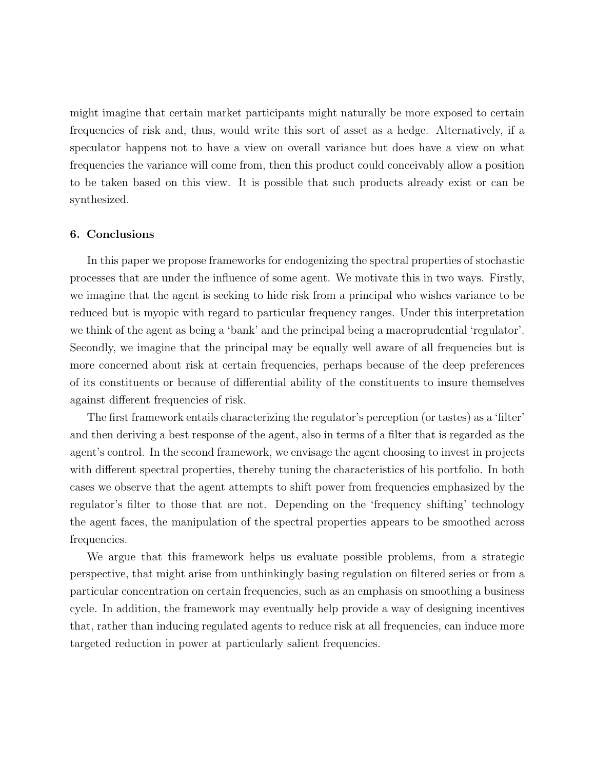might imagine that certain market participants might naturally be more exposed to certain frequencies of risk and, thus, would write this sort of asset as a hedge. Alternatively, if a speculator happens not to have a view on overall variance but does have a view on what frequencies the variance will come from, then this product could conceivably allow a position to be taken based on this view. It is possible that such products already exist or can be synthesized.

## 6. Conclusions

In this paper we propose frameworks for endogenizing the spectral properties of stochastic processes that are under the influence of some agent. We motivate this in two ways. Firstly, we imagine that the agent is seeking to hide risk from a principal who wishes variance to be reduced but is myopic with regard to particular frequency ranges. Under this interpretation we think of the agent as being a 'bank' and the principal being a macroprudential 'regulator'. Secondly, we imagine that the principal may be equally well aware of all frequencies but is more concerned about risk at certain frequencies, perhaps because of the deep preferences of its constituents or because of differential ability of the constituents to insure themselves against different frequencies of risk.

The first framework entails characterizing the regulator's perception (or tastes) as a 'filter' and then deriving a best response of the agent, also in terms of a filter that is regarded as the agent's control. In the second framework, we envisage the agent choosing to invest in projects with different spectral properties, thereby tuning the characteristics of his portfolio. In both cases we observe that the agent attempts to shift power from frequencies emphasized by the regulator's filter to those that are not. Depending on the 'frequency shifting' technology the agent faces, the manipulation of the spectral properties appears to be smoothed across frequencies.

We argue that this framework helps us evaluate possible problems, from a strategic perspective, that might arise from unthinkingly basing regulation on filtered series or from a particular concentration on certain frequencies, such as an emphasis on smoothing a business cycle. In addition, the framework may eventually help provide a way of designing incentives that, rather than inducing regulated agents to reduce risk at all frequencies, can induce more targeted reduction in power at particularly salient frequencies.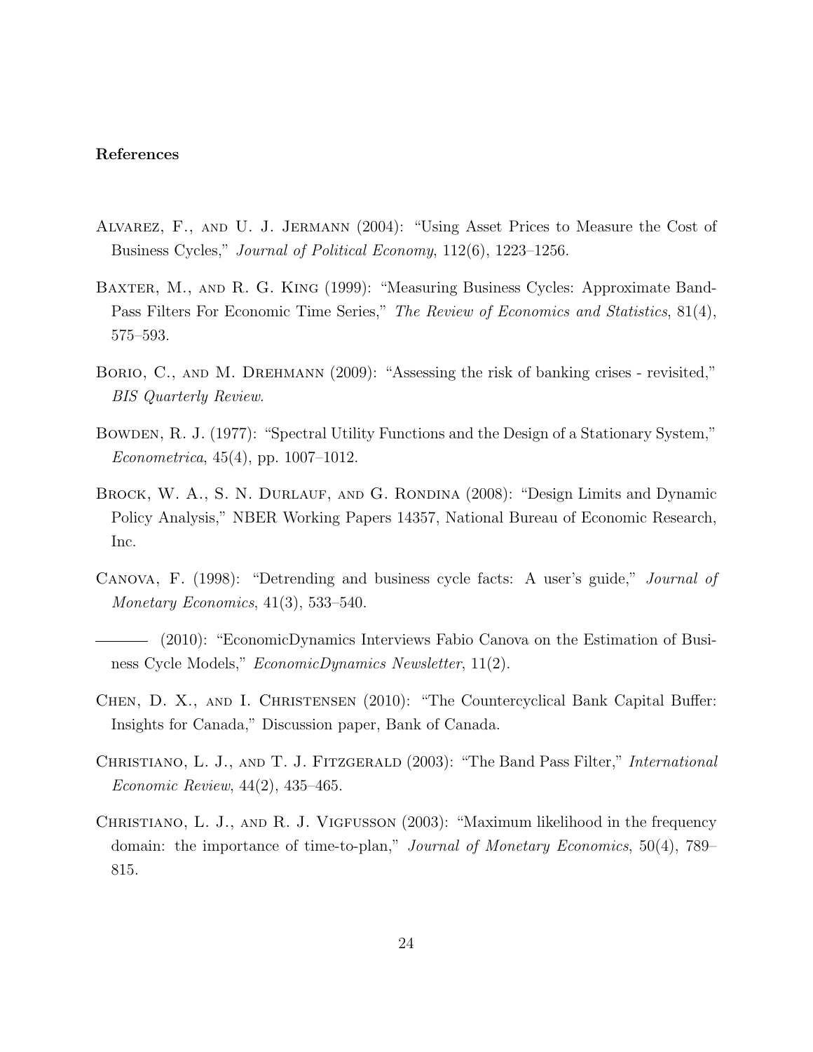**References**

Alvarez, F., and U. J. Jermann (2004): "Using Asset Prices to Measure the Cost of Business Cycles," *Journal of Political Economy*, 112(6), 1223–1256.

Baxter, M., and R. G. King (1999): "Measuring Business Cycles: Approximate Band-Pass Filters For Economic Time Series," *The Review of Economics and Statistics*, 81(4), 575–593.

Borio, C., and M. Drehmann (2009): "Assessing the risk of banking crises - revisited," *BIS Quarterly Review*.

Bowden, R. J. (1977): "Spectral Utility Functions and the Design of a Stationary System," *Econometrica*, 45(4), pp. 1007–1012.

Brock, W. A., S. N. Durlauf, and G. Rondina (2008): "Design Limits and Dynamic Policy Analysis," NBER Working Papers 14357, National Bureau of Economic Research, Inc.

Canova, F. (1998): "Detrending and business cycle facts: A user's guide," *Journal of Monetary Economics*, 41(3), 533–540.

——— (2010): "EconomicDynamics Interviews Fabio Canova on the Estimation of Business Cycle Models," *EconomicDynamics Newsletter*, 11(2).

Chen, D. X., and I. Christensen (2010): "The Countercyclical Bank Capital Buffer: Insights for Canada," Discussion paper, Bank of Canada.

Christiano, L. J., and T. J. Fitzgerald (2003): "The Band Pass Filter," *International Economic Review*, 44(2), 435–465.

Christiano, L. J., and R. J. Vigfusson (2003): "Maximum likelihood in the frequency domain: the importance of time-to-plan," *Journal of Monetary Economics*, 50(4), 789–815.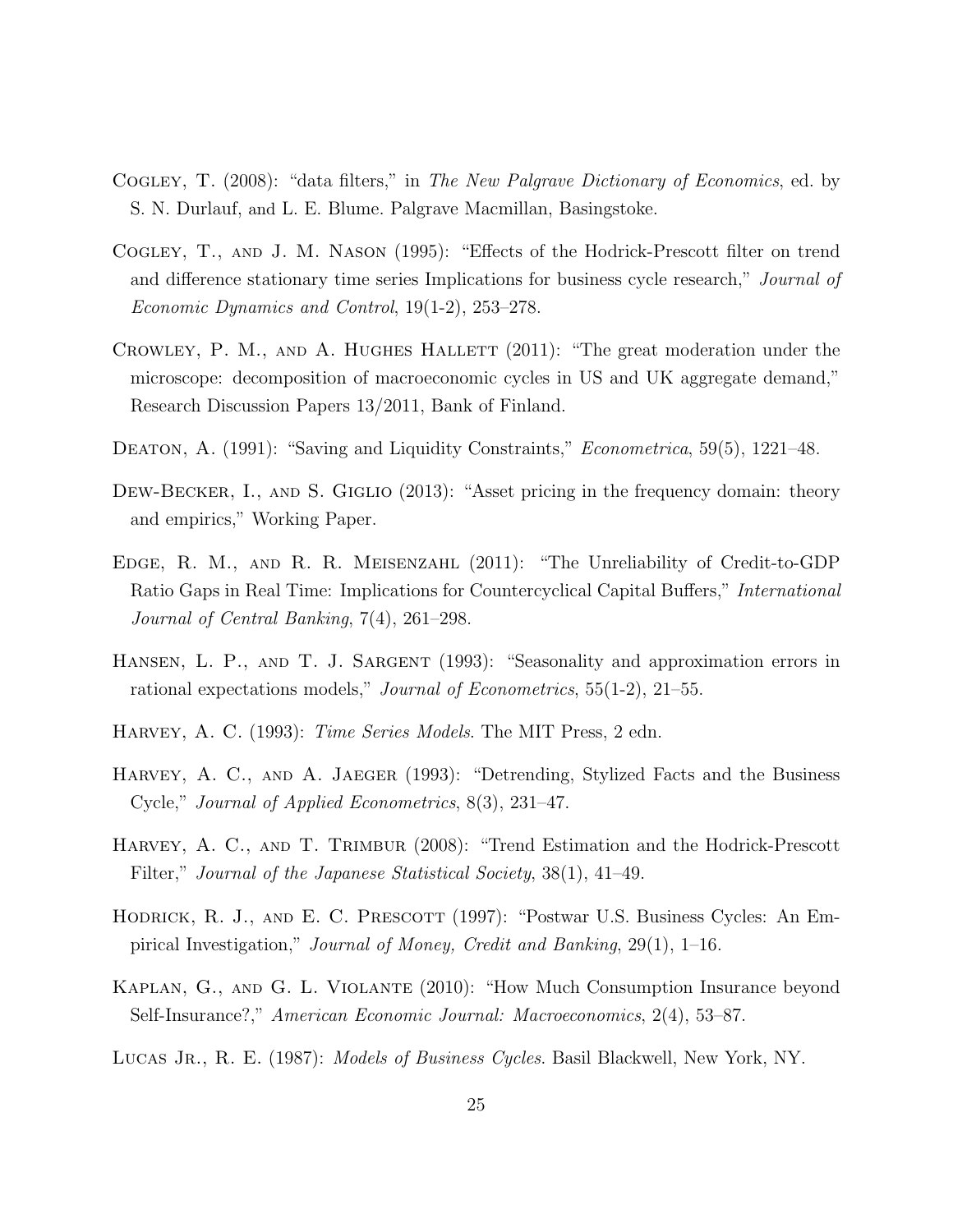Cogley, T. (2008): "data filters," in *The New Palgrave Dictionary of Economics*, ed. by S. N. Durlauf, and L. E. Blume. Palgrave Macmillan, Basingstoke.

Cogley, T., and J. M. Nason (1995): "Effects of the Hodrick-Prescott filter on trend and difference stationary time series Implications for business cycle research," *Journal of Economic Dynamics and Control*, 19(1-2), 253–278.

Crowley, P. M., and A. Hughes Hallett (2011): "The great moderation under the microscope: decomposition of macroeconomic cycles in US and UK aggregate demand," Research Discussion Papers 13/2011, Bank of Finland.

Deaton, A. (1991): "Saving and Liquidity Constraints," *Econometrica*, 59(5), 1221–48.

Dew-Becker, I., and S. Giglio (2013): "Asset pricing in the frequency domain: theory and empirics," Working Paper.

Edge, R. M., and R. R. Meisenzahl (2011): "The Unreliability of Credit-to-GDP Ratio Gaps in Real Time: Implications for Countercyclical Capital Buffers," *International Journal of Central Banking*, 7(4), 261–298.

Hansen, L. P., and T. J. Sargent (1993): "Seasonality and approximation errors in rational expectations models," *Journal of Econometrics*, 55(1-2), 21–55.

Harvey, A. C. (1993): *Time Series Models*. The MIT Press, 2 edn.

Harvey, A. C., and A. Jaeger (1993): "Detrending, Stylized Facts and the Business Cycle," *Journal of Applied Econometrics*, 8(3), 231–47.

Harvey, A. C., and T. Trimbur (2008): "Trend Estimation and the Hodrick-Prescott Filter," *Journal of the Japanese Statistical Society*, 38(1), 41–49.

Hodrick, R. J., and E. C. Prescott (1997): "Postwar U.S. Business Cycles: An Empirical Investigation," *Journal of Money, Credit and Banking*, 29(1), 1–16.

Kaplan, G., and G. L. Violante (2010): "How Much Consumption Insurance beyond Self-Insurance?," *American Economic Journal: Macroeconomics*, 2(4), 53–87.

Lucas Jr., R. E. (1987): *Models of Business Cycles*. Basil Blackwell, New York, NY.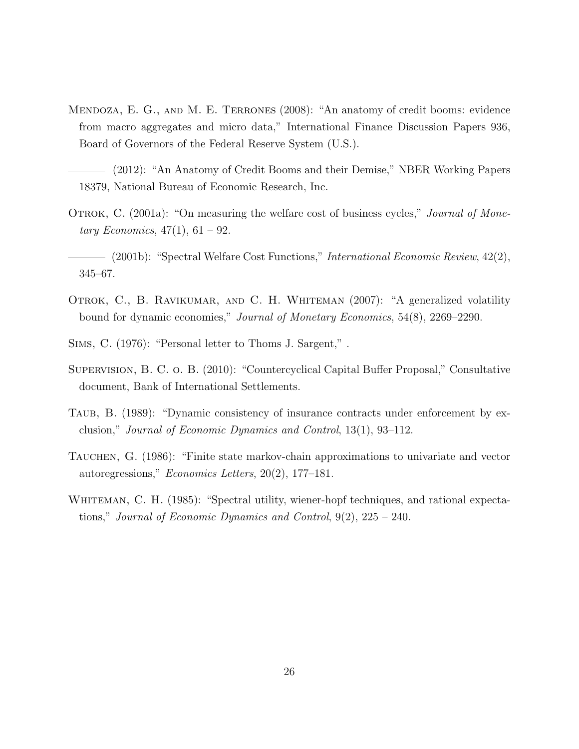Mendoza, E. G., and M. E. Terrones (2008): "An anatomy of credit booms: evidence from macro aggregates and micro data," International Finance Discussion Papers 936, Board of Governors of the Federal Reserve System (U.S.).

——— (2012): "An Anatomy of Credit Booms and their Demise," NBER Working Papers 18379, National Bureau of Economic Research, Inc.

Otrok, C. (2001a): "On measuring the welfare cost of business cycles," *Journal of Monetary Economics*, 47(1), 61 – 92.

——— (2001b): "Spectral Welfare Cost Functions," *International Economic Review*, 42(2), 345–67.

Otrok, C., B. Ravikumar, and C. H. Whiteman (2007): "A generalized volatility bound for dynamic economies," *Journal of Monetary Economics*, 54(8), 2269–2290.

Sims, C. (1976): "Personal letter to Thoms J. Sargent," .

Supervision, B. C. o. B. (2010): "Countercyclical Capital Buffer Proposal," Consultative document, Bank of International Settlements.

Taub, B. (1989): "Dynamic consistency of insurance contracts under enforcement by exclusion," *Journal of Economic Dynamics and Control*, 13(1), 93–112.

Tauchen, G. (1986): "Finite state markov-chain approximations to univariate and vector autoregressions," *Economics Letters*, 20(2), 177–181.

Whiteman, C. H. (1985): "Spectral utility, wiener-hopf techniques, and rational expectations," *Journal of Economic Dynamics and Control*, 9(2), 225 – 240.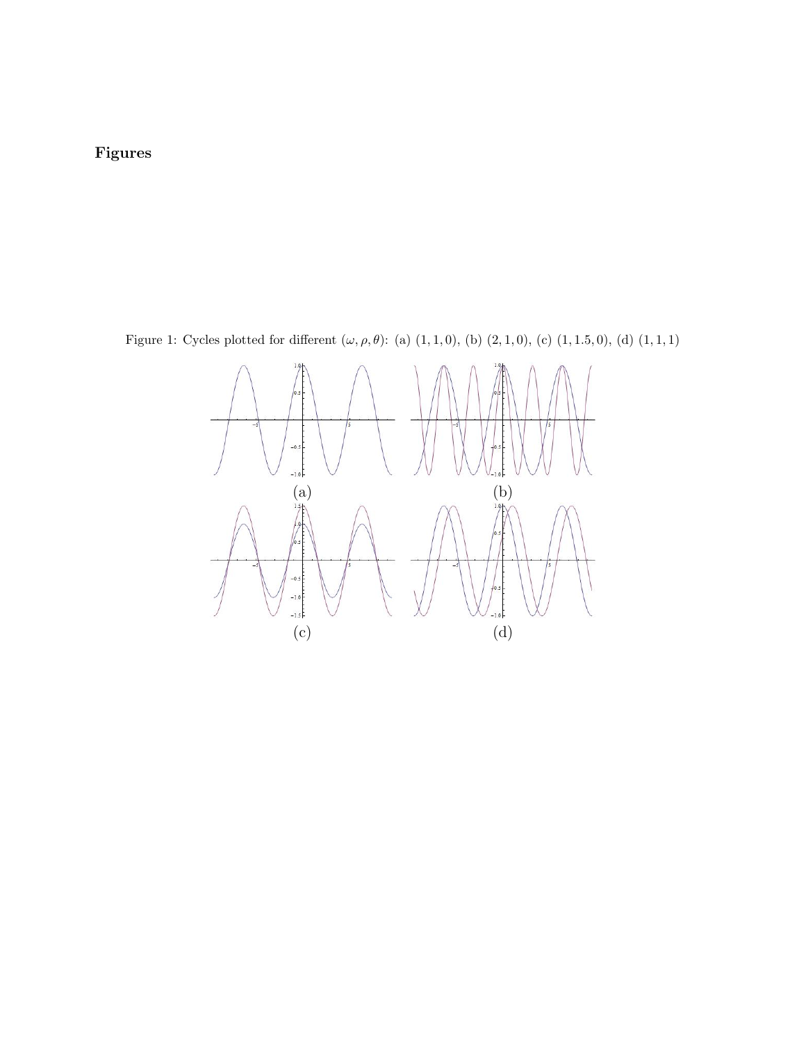# Figures

Figure 1: Cycles plotted for different $(\omega, \rho, \theta)$: (a) $(1, 1, 0)$, (b) $(2, 1, 0)$, (c) $(1, 1.5, 0)$, (d) $(1, 1, 1)$

(a) (b)

(c) (d)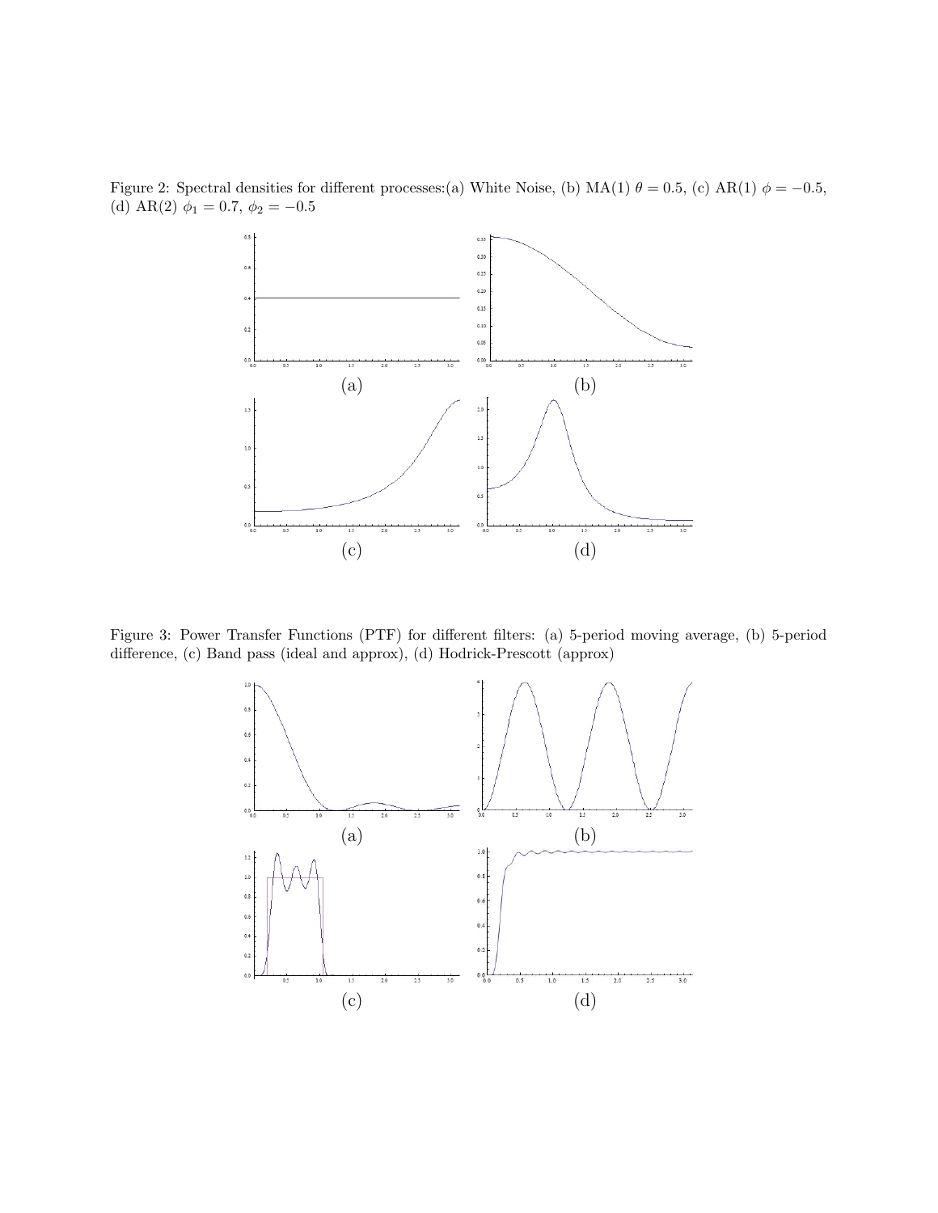Figure 2: Spectral densities for different processes:(a) White Noise, (b) MA(1) $\theta = 0.5$, (c) AR(1) $\phi = -0.5$, (d) AR(2) $\phi_1 = 0.7$, $\phi_2 = -0.5$

(a)

(b)

(c)

(d)

Figure 3: Power Transfer Functions (PTF) for different filters: (a) 5-period moving average, (b) 5-period difference, (c) Band pass (ideal and approx), (d) Hodrick-Prescott (approx)

(a)

(b)

(c)

(d)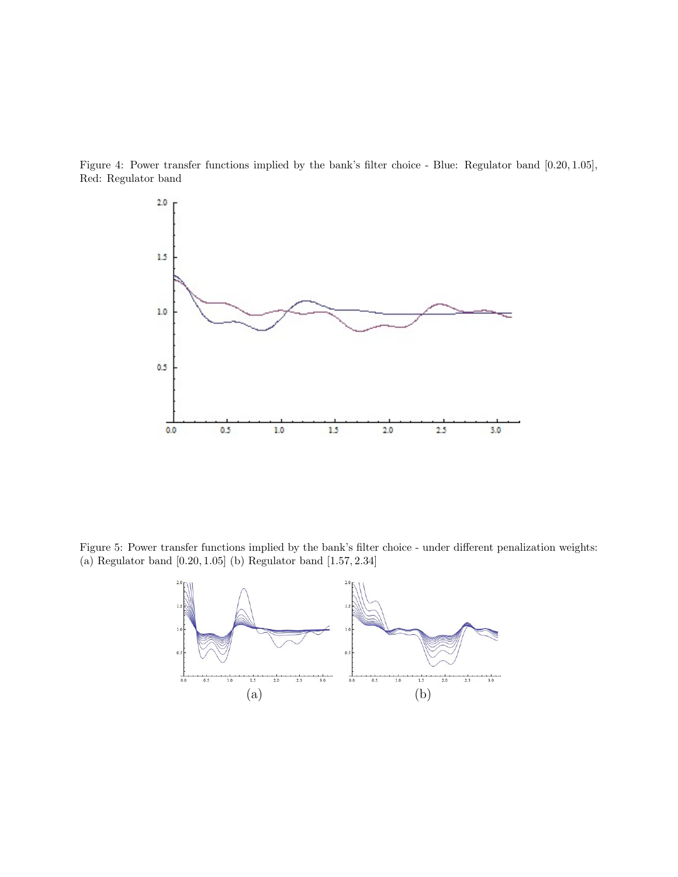Figure 4: Power transfer functions implied by the bank's filter choice - Blue: Regulator band [0.20, 1.05], Red: Regulator band

Figure 5: Power transfer functions implied by the bank's filter choice - under different penalization weights: (a) Regulator band [0.20, 1.05] (b) Regulator band [1.57, 2.34]

(a) (b)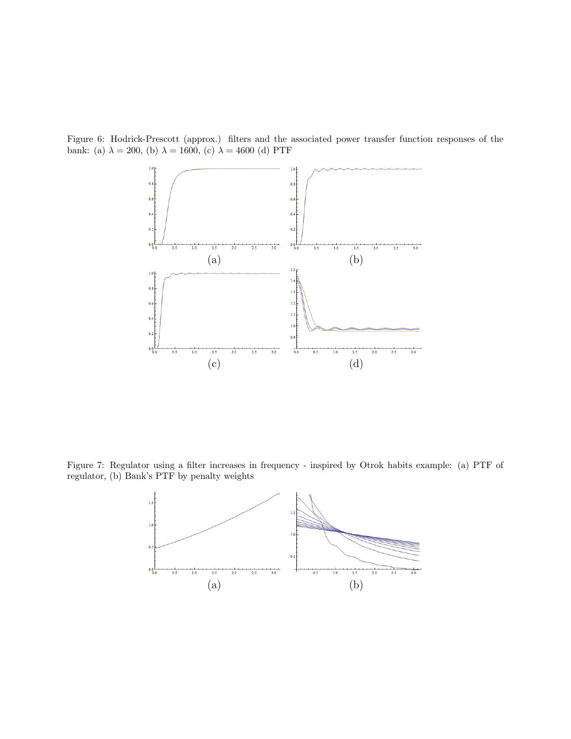Figure 6: Hodrick-Prescott (approx.) filters and the associated power transfer function responses of the bank: (a) $\lambda = 200$, (b) $\lambda = 1600$, (c) $\lambda = 4600$ (d) PTF

(a)

(b)

(c)

(d)

Figure 7: Regulator using a filter increases in frequency - inspired by Otrok habits example: (a) PTF of regulator, (b) Bank's PTF by penalty weights

(a)

(b)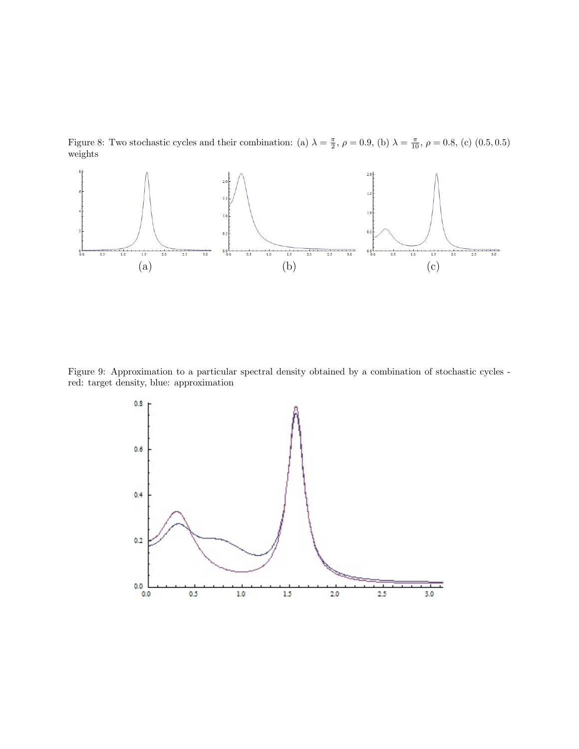Figure 8: Two stochastic cycles and their combination: (a) $\lambda = \frac{\pi}{2}$, $\rho = 0.9$, (b) $\lambda = \frac{\pi}{10}$, $\rho = 0.8$, (c) $(0.5, 0.5)$ weights

(a) (b) (c)

Figure 9: Approximation to a particular spectral density obtained by a combination of stochastic cycles - red: target density, blue: approximation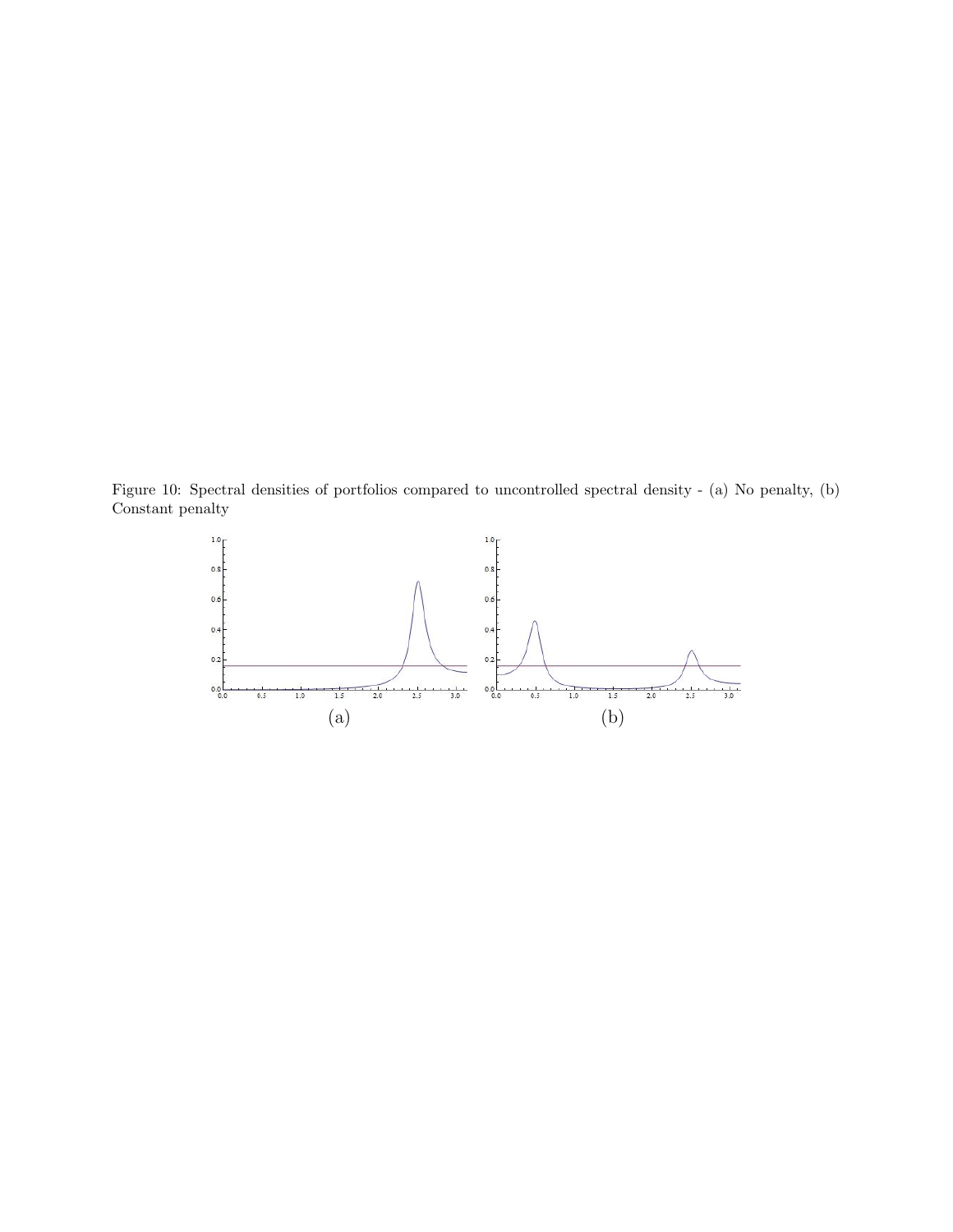Figure 10: Spectral densities of portfolios compared to uncontrolled spectral density - (a) No penalty, (b) Constant penalty

(a)

(b)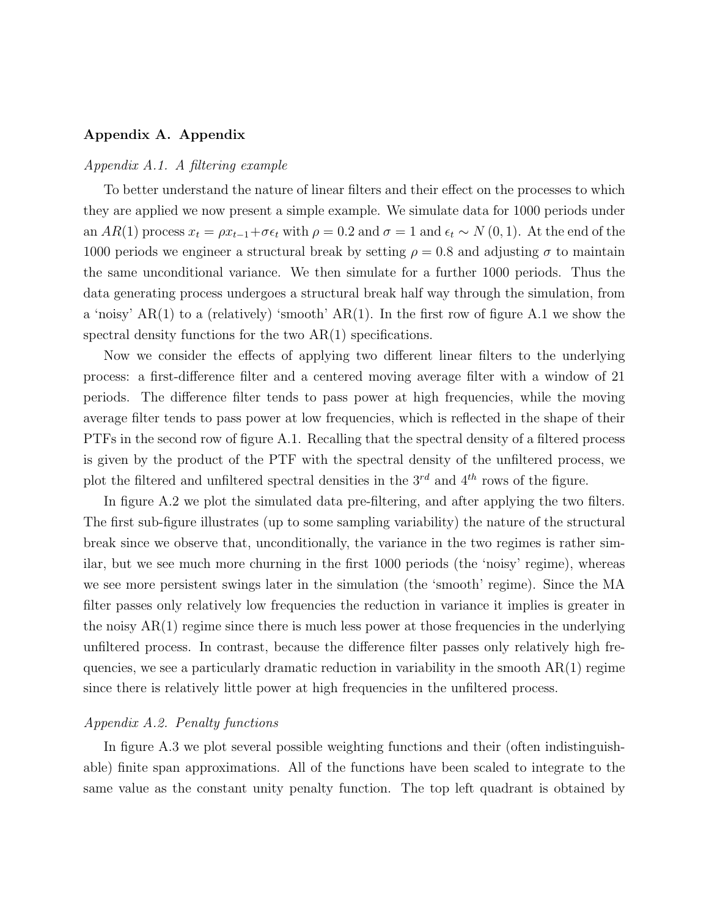## Appendix A. Appendix

### *Appendix A.1. A filtering example*

To better understand the nature of linear filters and their effect on the processes to which they are applied we now present a simple example. We simulate data for 1000 periods under an $AR(1)$ process $x_t = \rho x_{t-1} + \sigma \epsilon_t$ with $\rho = 0.2$ and $\sigma = 1$ and $\epsilon_t \sim N(0, 1)$. At the end of the 1000 periods we engineer a structural break by setting $\rho = 0.8$ and adjusting $\sigma$ to maintain the same unconditional variance. We then simulate for a further 1000 periods. Thus the data generating process undergoes a structural break half way through the simulation, from a 'noisy' AR(1) to a (relatively) 'smooth' AR(1). In the first row of figure A.1 we show the spectral density functions for the two AR(1) specifications.

Now we consider the effects of applying two different linear filters to the underlying process: a first-difference filter and a centered moving average filter with a window of 21 periods. The difference filter tends to pass power at high frequencies, while the moving average filter tends to pass power at low frequencies, which is reflected in the shape of their PTFs in the second row of figure A.1. Recalling that the spectral density of a filtered process is given by the product of the PTF with the spectral density of the unfiltered process, we plot the filtered and unfiltered spectral densities in the $3^{rd}$ and $4^{th}$ rows of the figure.

In figure A.2 we plot the simulated data pre-filtering, and after applying the two filters. The first sub-figure illustrates (up to some sampling variability) the nature of the structural break since we observe that, unconditionally, the variance in the two regimes is rather similar, but we see much more churning in the first 1000 periods (the 'noisy' regime), whereas we see more persistent swings later in the simulation (the 'smooth' regime). Since the MA filter passes only relatively low frequencies the reduction in variance it implies is greater in the noisy AR(1) regime since there is much less power at those frequencies in the underlying unfiltered process. In contrast, because the difference filter passes only relatively high frequencies, we see a particularly dramatic reduction in variability in the smooth AR(1) regime since there is relatively little power at high frequencies in the unfiltered process.

### *Appendix A.2. Penalty functions*

In figure A.3 we plot several possible weighting functions and their (often indistinguishable) finite span approximations. All of the functions have been scaled to integrate to the same value as the constant unity penalty function. The top left quadrant is obtained by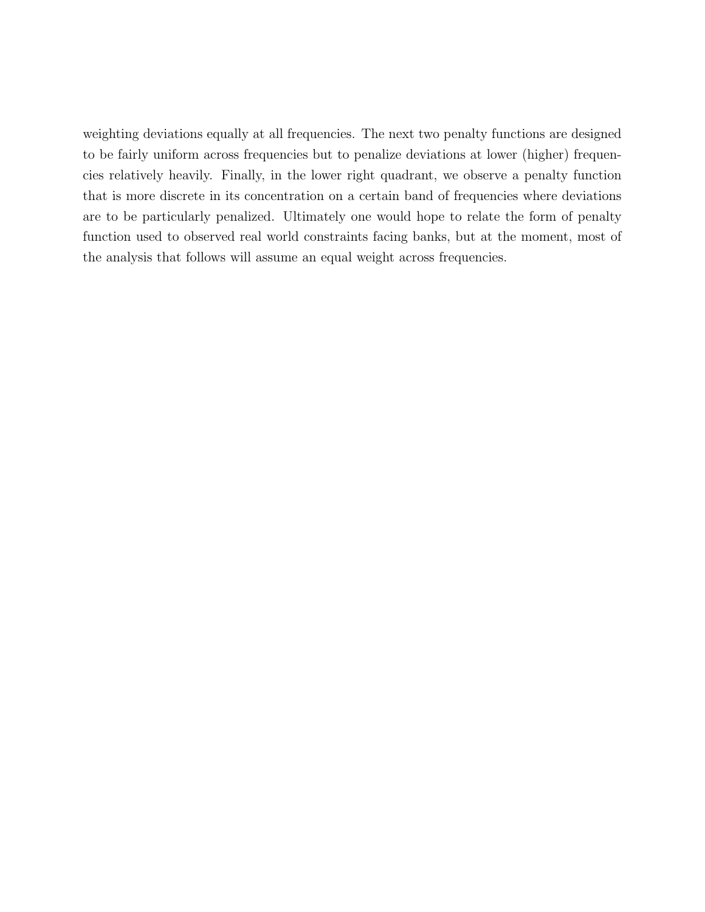weighting deviations equally at all frequencies. The next two penalty functions are designed to be fairly uniform across frequencies but to penalize deviations at lower (higher) frequencies relatively heavily. Finally, in the lower right quadrant, we observe a penalty function that is more discrete in its concentration on a certain band of frequencies where deviations are to be particularly penalized. Ultimately one would hope to relate the form of penalty function used to observed real world constraints facing banks, but at the moment, most of the analysis that follows will assume an equal weight across frequencies.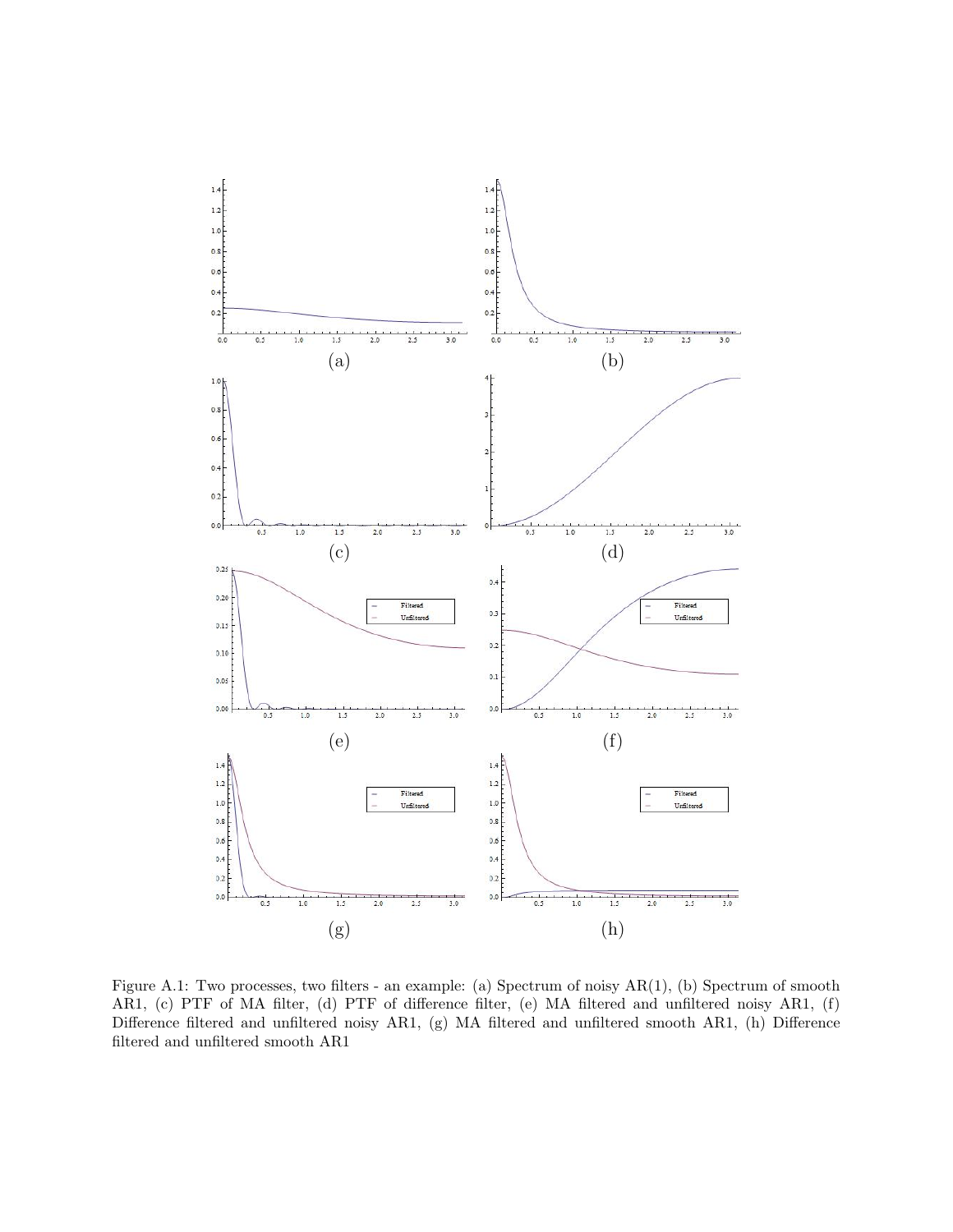(a)

(b)

(c)

(d)

(e)

(f)

(g)

(h)

Figure A.1: Two processes, two filters - an example: (a) Spectrum of noisy AR(1), (b) Spectrum of smooth AR1, (c) PTF of MA filter, (d) PTF of difference filter, (e) MA filtered and unfiltered noisy AR1, (f) Difference filtered and unfiltered noisy AR1, (g) MA filtered and unfiltered smooth AR1, (h) Difference filtered and unfiltered smooth AR1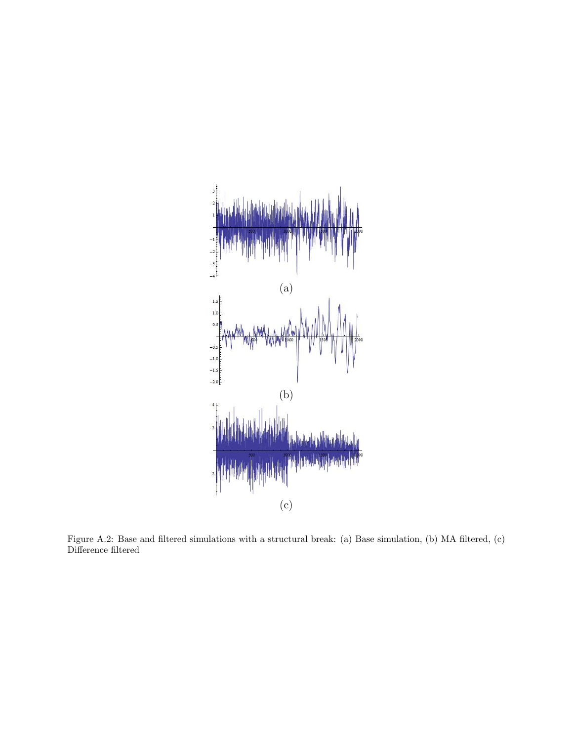(a)

(b)

(c)

Figure A.2: Base and filtered simulations with a structural break: (a) Base simulation, (b) MA filtered, (c) Difference filtered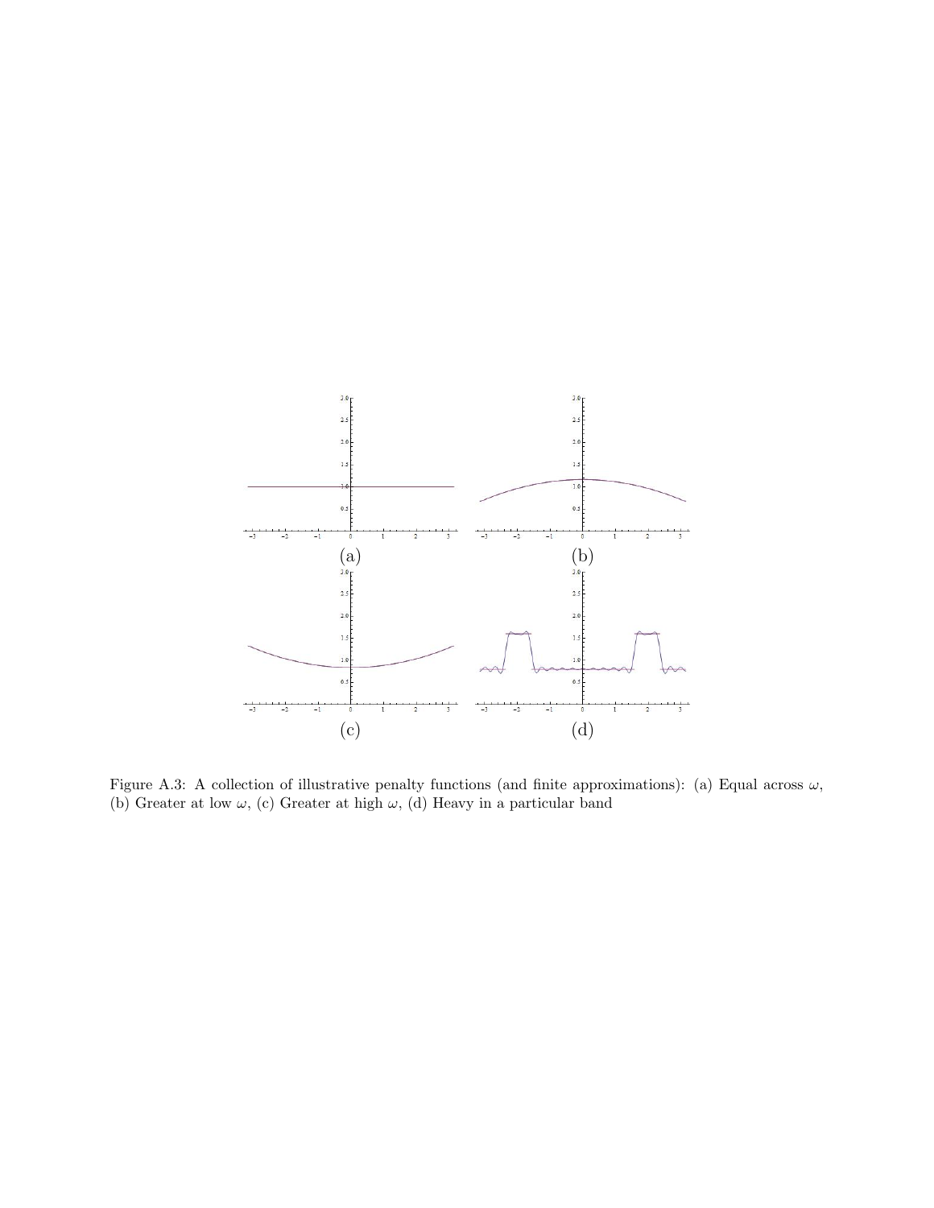3.0
2.5
2.0
1.5
1.0
0.5
−3 −2 −1 0 1 2 3

(a)

3.0
2.5
2.0
1.5
1.0
0.5
−3 −2 −1 0 1 2 3

(b)

3.0
2.5
2.0
1.5
1.0
0.5
−3 −2 −1 0 1 2 3

(c)

3.0
2.5
2.0
1.5
1.0
0.5
−3 −2 −1 0 1 2 3

(d)

Figure A.3: A collection of illustrative penalty functions (and finite approximations): (a) Equal across $\omega$, (b) Greater at low $\omega$, (c) Greater at high $\omega$, (d) Heavy in a particular band